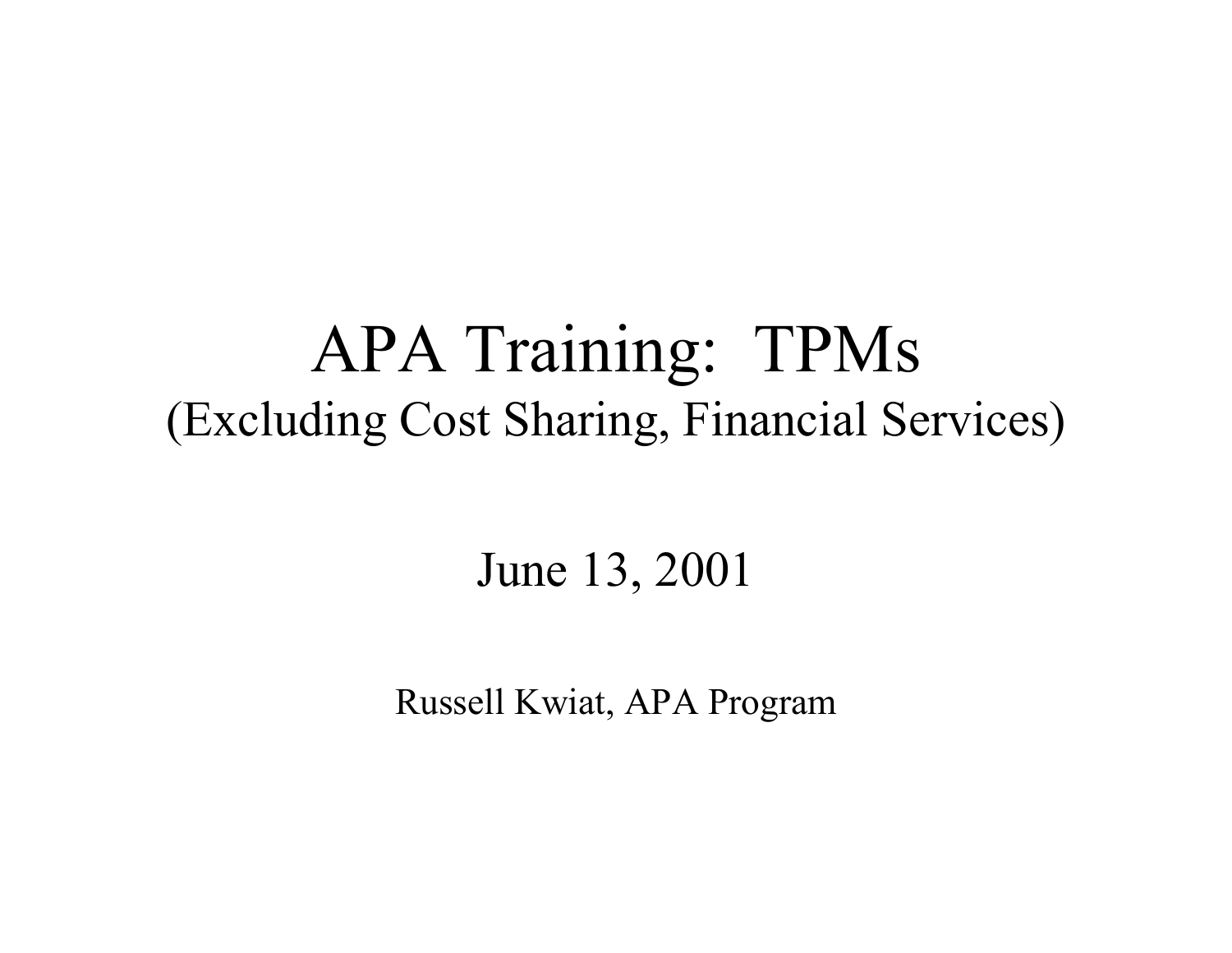# APA Training: TPMs

(Excluding Cost Sharing, Financial Services)

June 13, 2001

Russell Kwiat, APA Program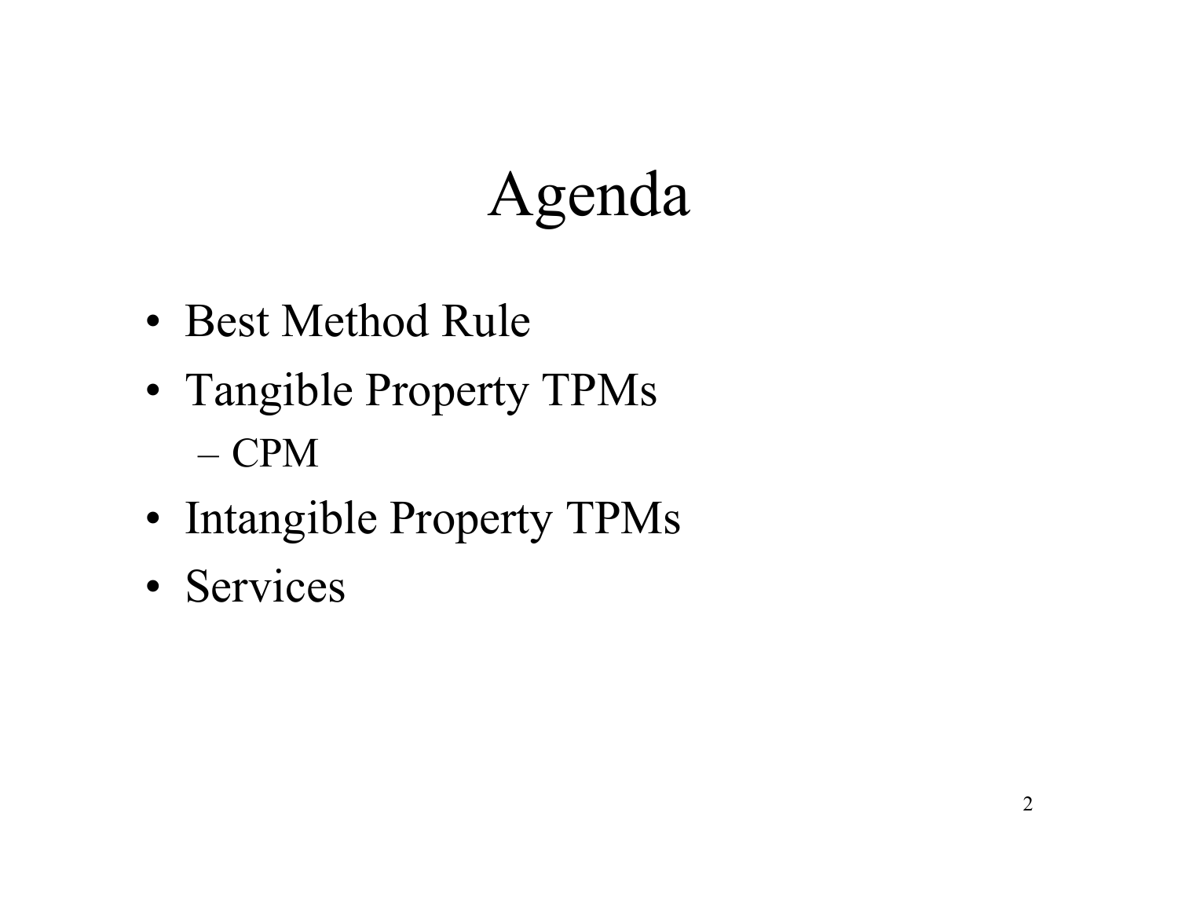# Agenda

- Best Method Rule
- Tangible Property TPMs
  - CPM
- Intangible Property TPMs
- Services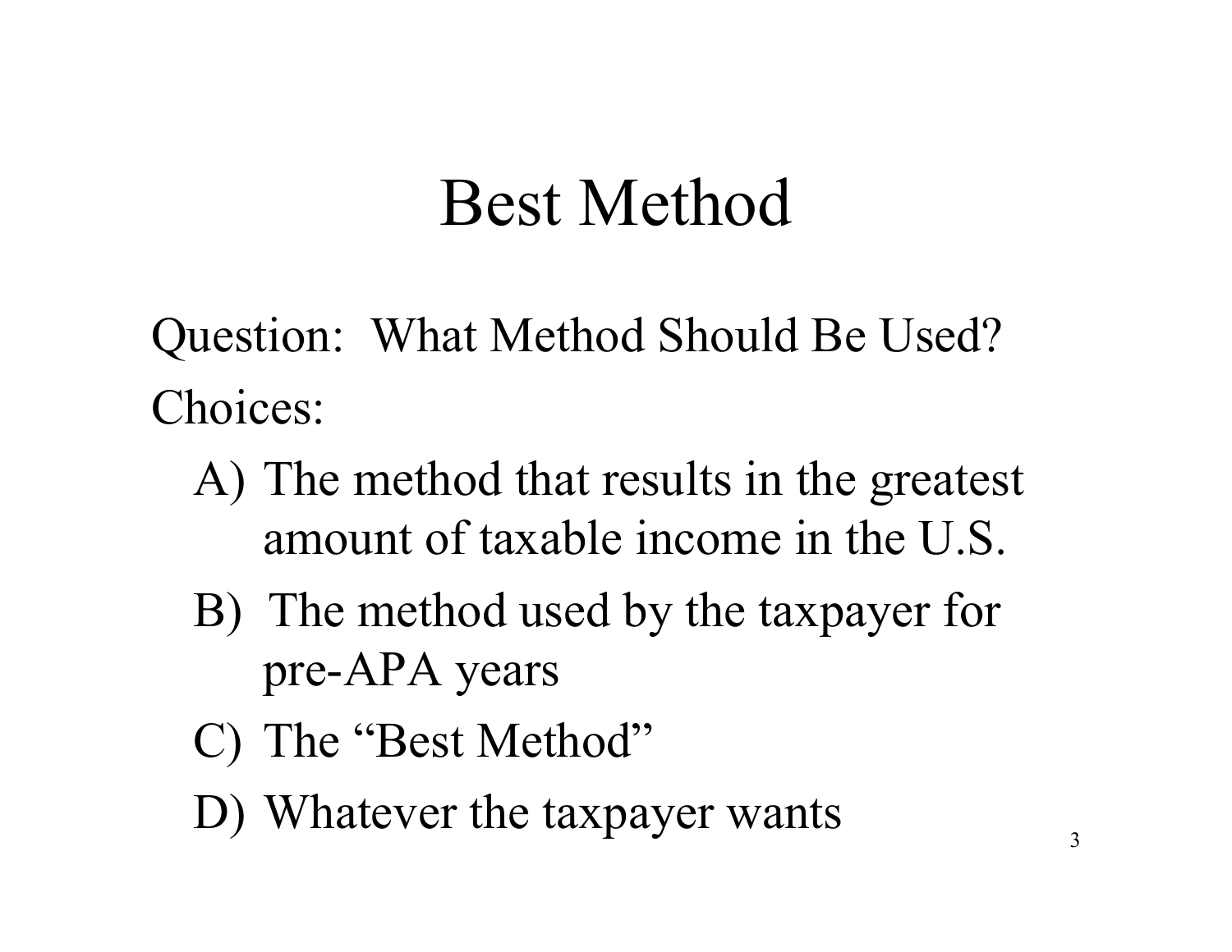# Best Method

Question: What Method Should Be Used?

Choices:

A) The method that results in the greatest amount of taxable income in the U.S.

B) The method used by the taxpayer for pre-APA years

C) The "Best Method"

D) Whatever the taxpayer wants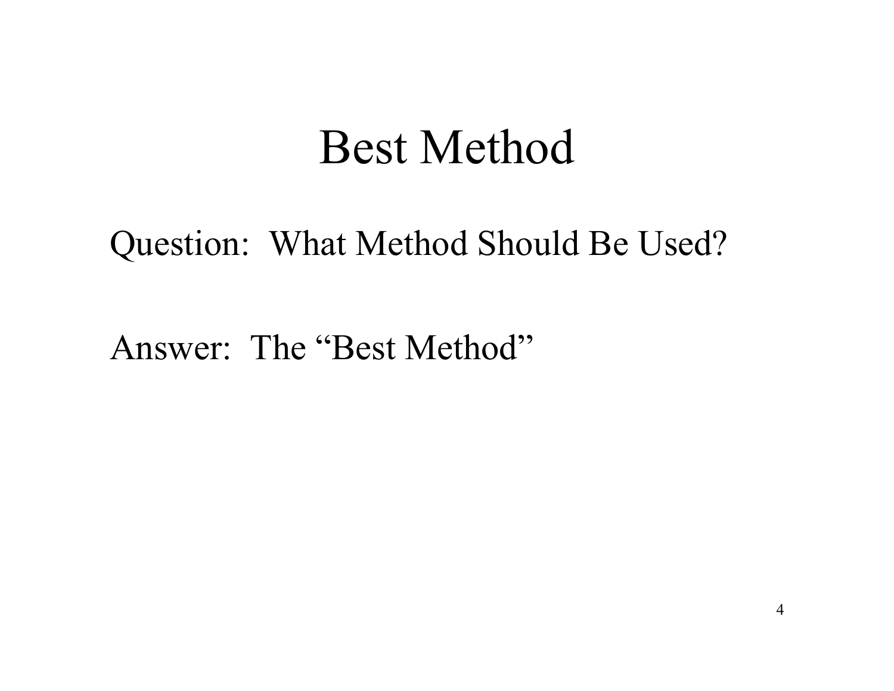# Best Method

Question: What Method Should Be Used?

Answer: The "Best Method"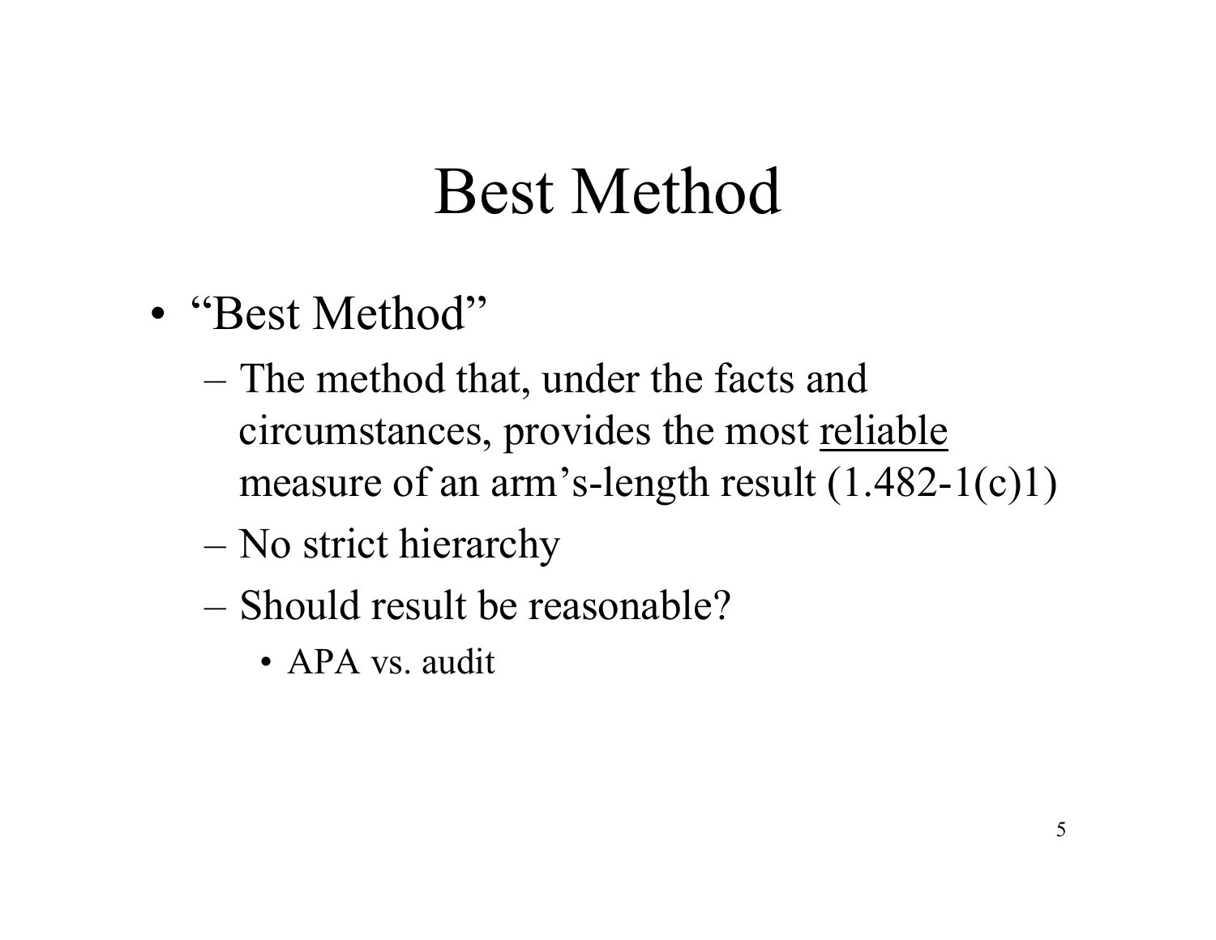# Best Method

- "Best Method"
  - The method that, under the facts and circumstances, provides the most <u>reliable</u> measure of an arm's-length result (1.482-1(c)1)
  - No strict hierarchy
  - Should result be reasonable?
    - APA vs. audit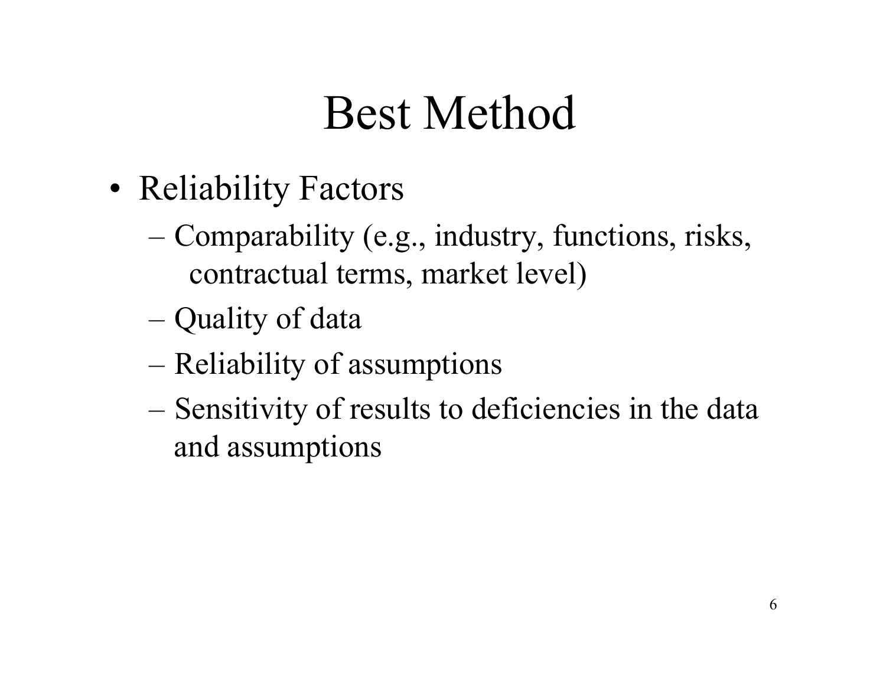# Best Method

- Reliability Factors
  - Comparability (e.g., industry, functions, risks, contractual terms, market level)
  - Quality of data
  - Reliability of assumptions
  - Sensitivity of results to deficiencies in the data and assumptions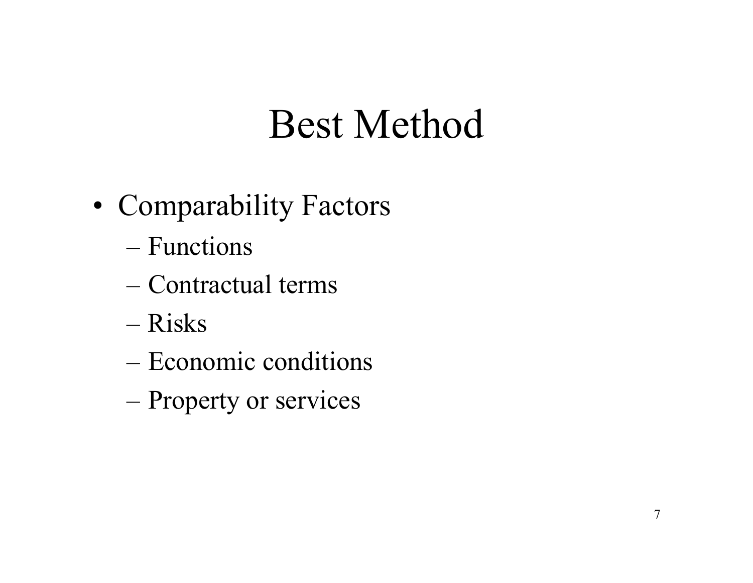# Best Method

- Comparability Factors
  - Functions
  - Contractual terms
  - Risks
  - Economic conditions
  - Property or services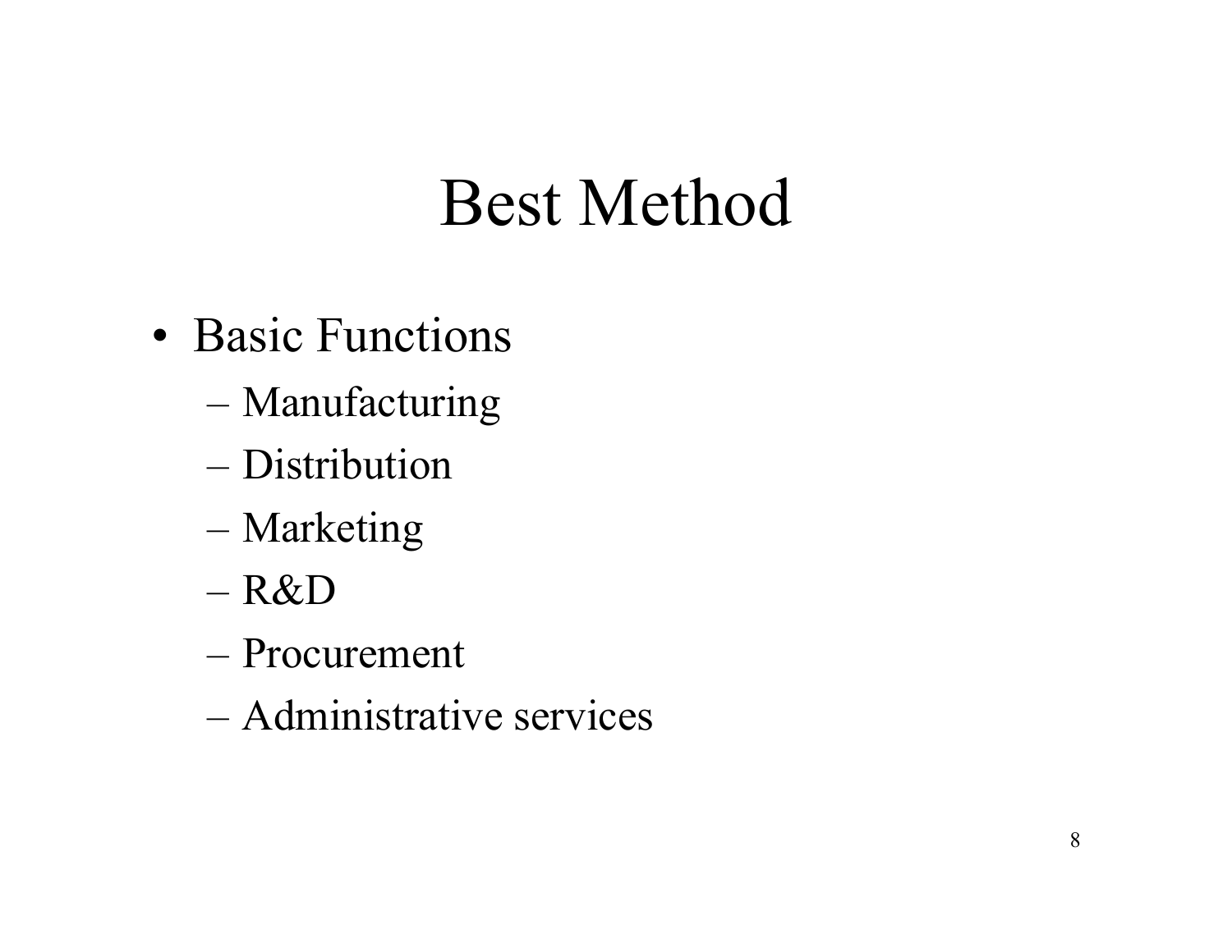# Best Method

- Basic Functions
  - Manufacturing
  - Distribution
  - Marketing
  - R&D
  - Procurement
  - Administrative services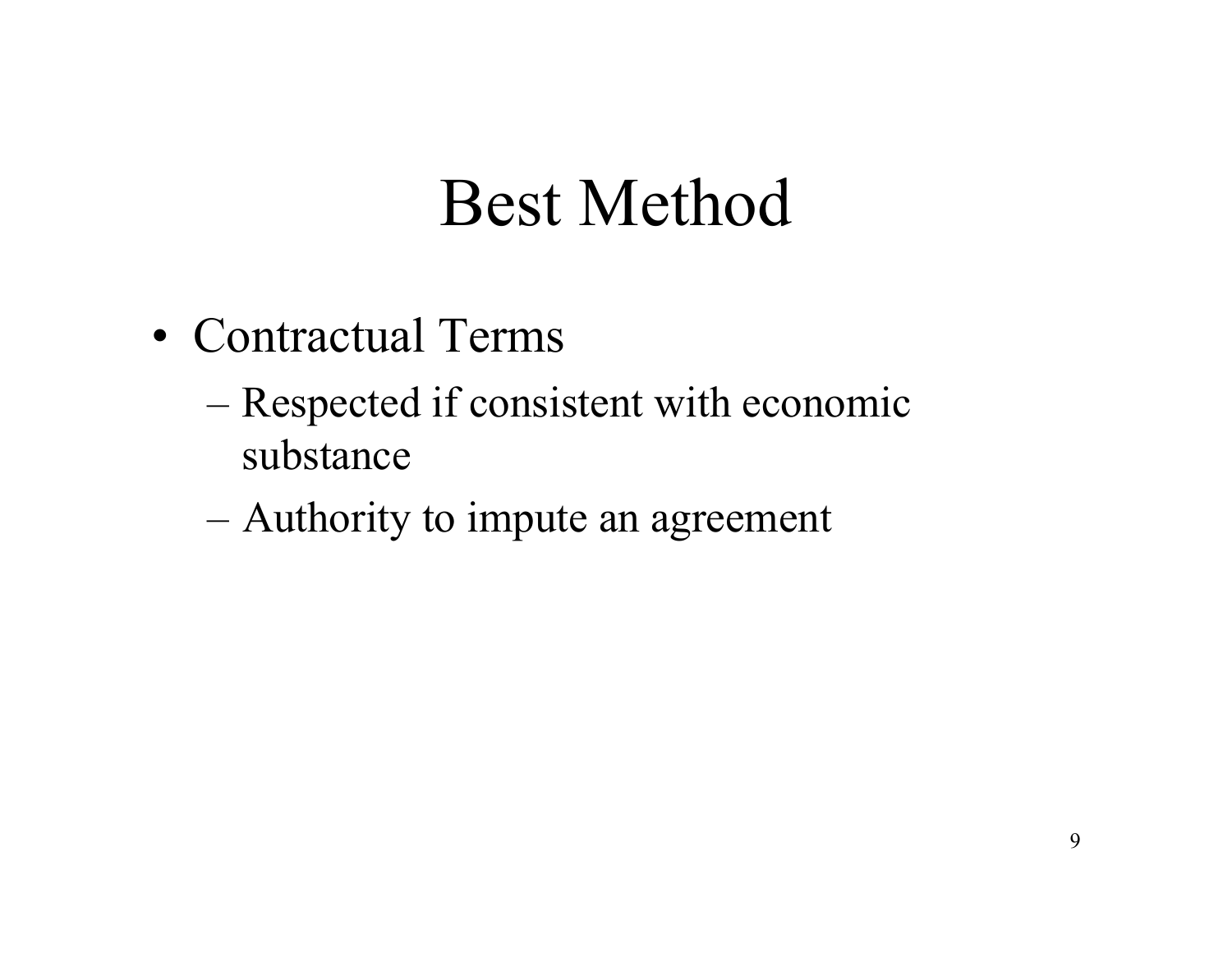# Best Method

- Contractual Terms
  - Respected if consistent with economic substance
  - Authority to impute an agreement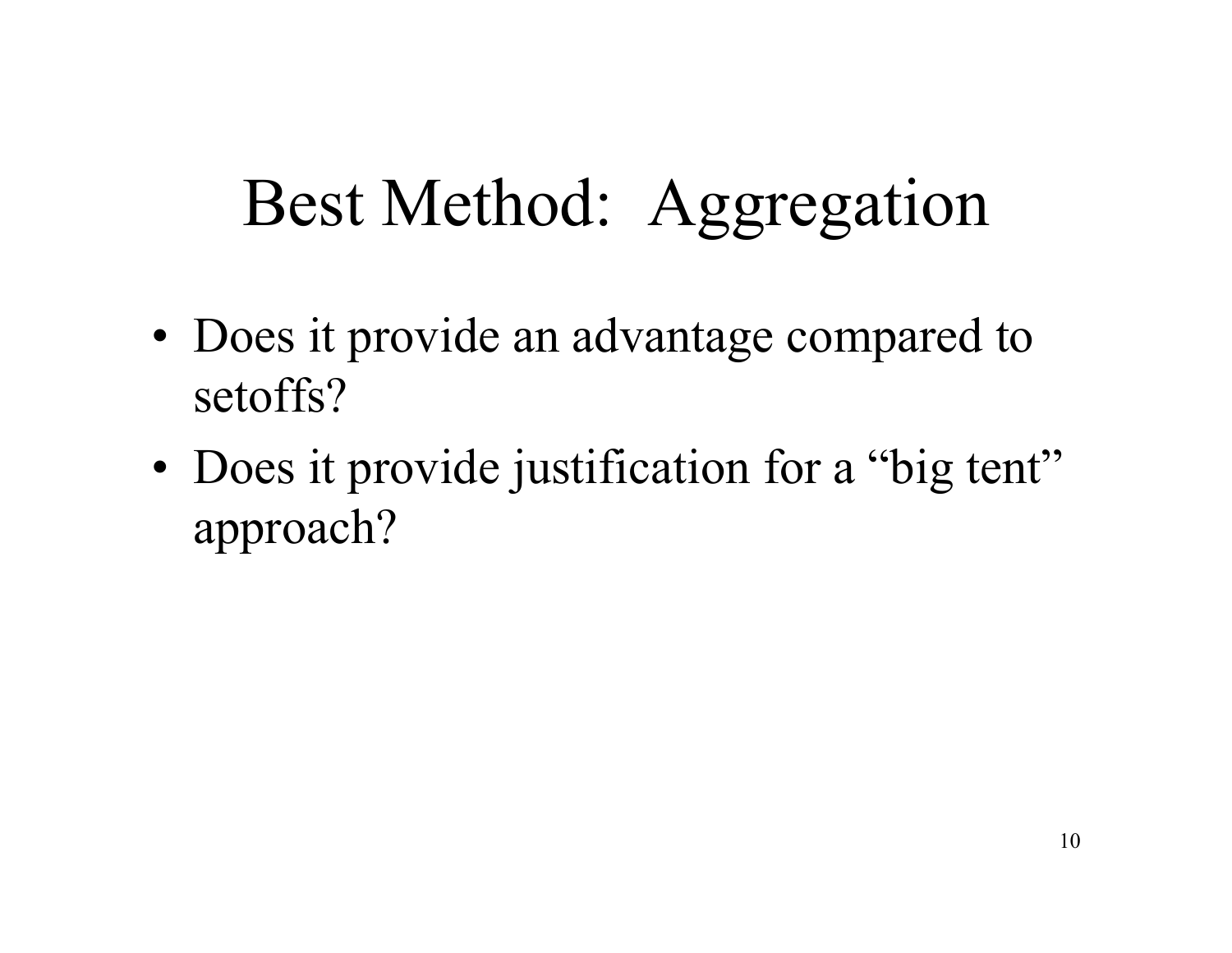# Best Method: Aggregation

- Does it provide an advantage compared to setoffs?
- Does it provide justification for a "big tent" approach?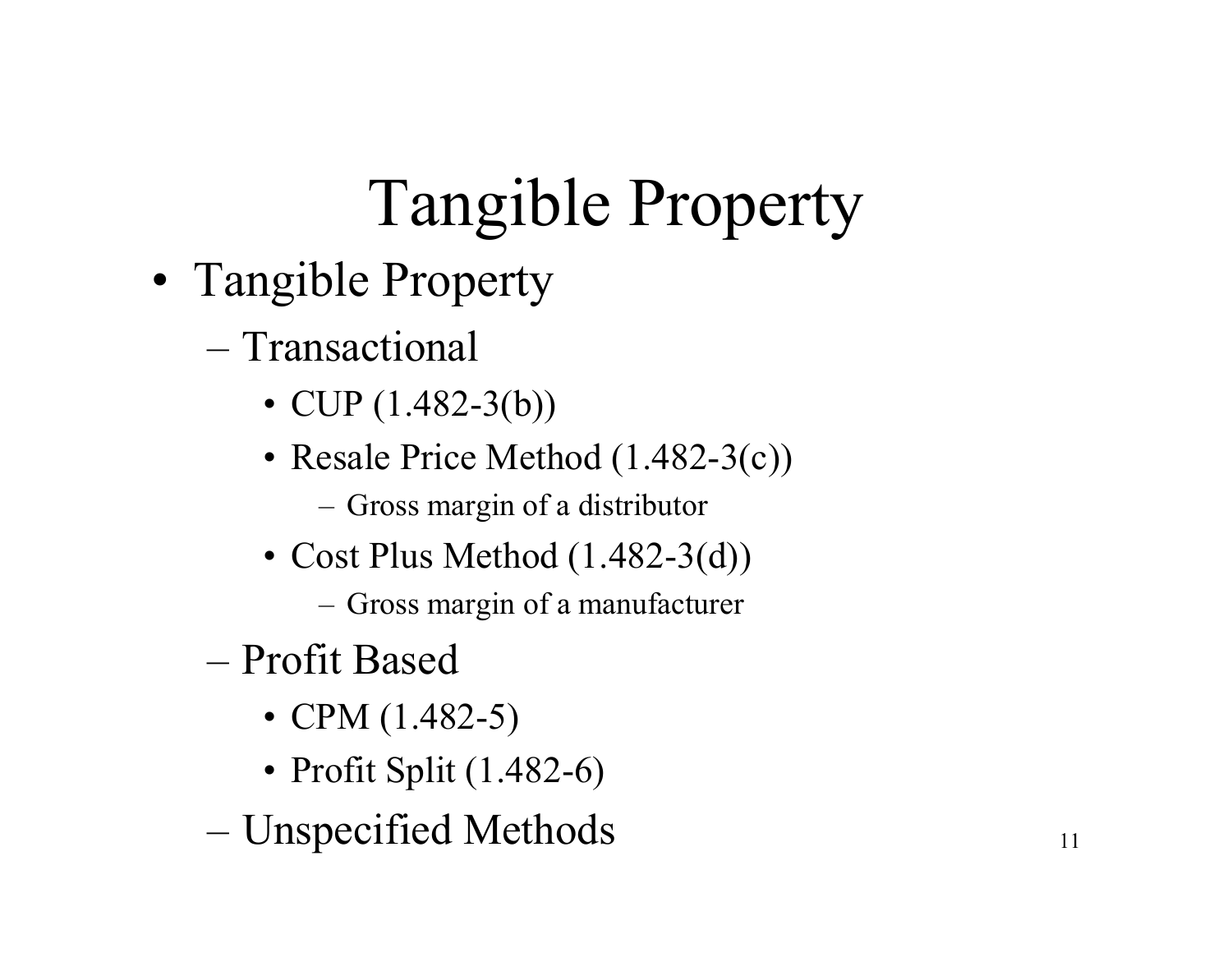# Tangible Property

- Tangible Property
  - Transactional
    - CUP (1.482-3(b))
    - Resale Price Method (1.482-3(c))
      - Gross margin of a distributor
    - Cost Plus Method (1.482-3(d))
      - Gross margin of a manufacturer
  - Profit Based
    - CPM (1.482-5)
    - Profit Split (1.482-6)
  - Unspecified Methods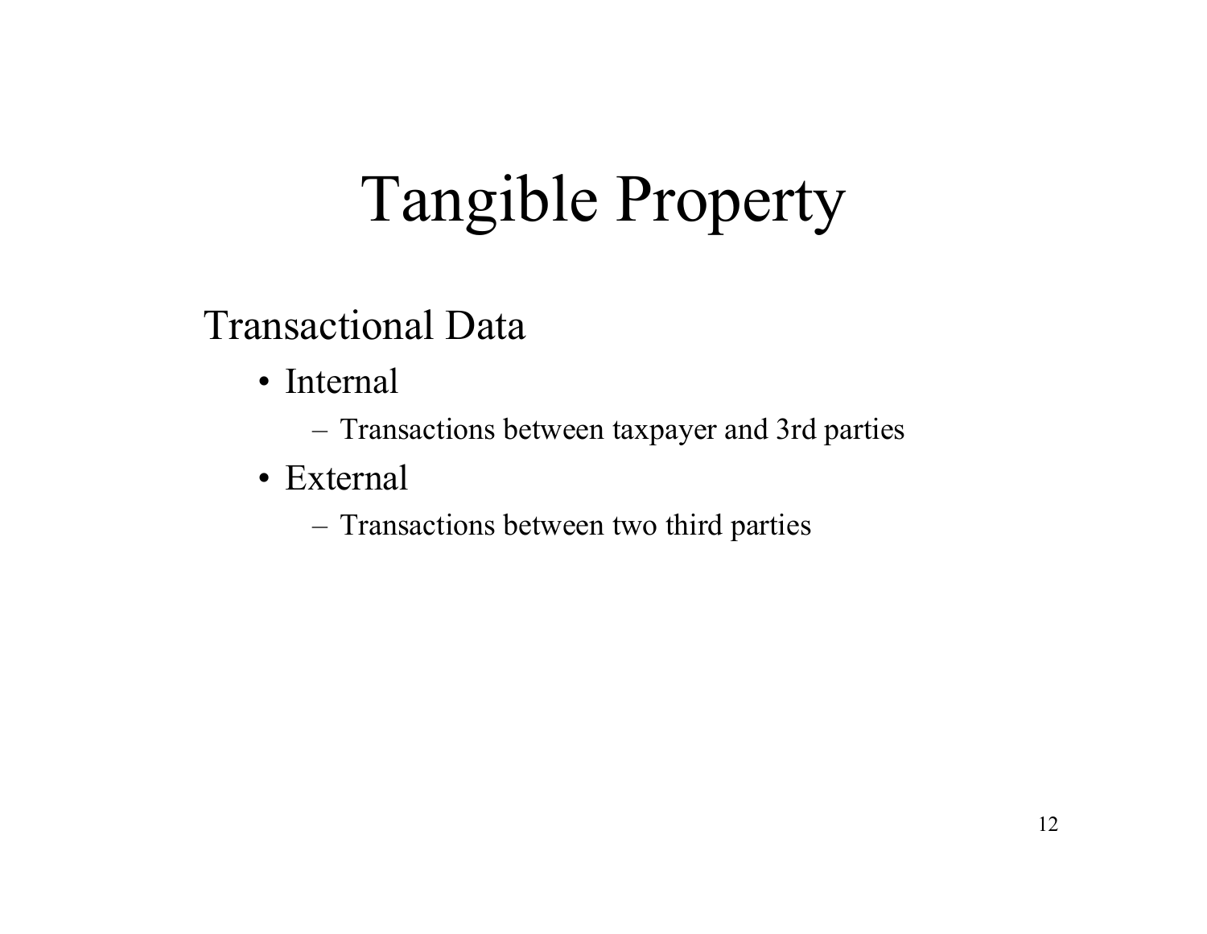# Tangible Property

## Transactional Data

- Internal
  - Transactions between taxpayer and 3rd parties
- External
  - Transactions between two third parties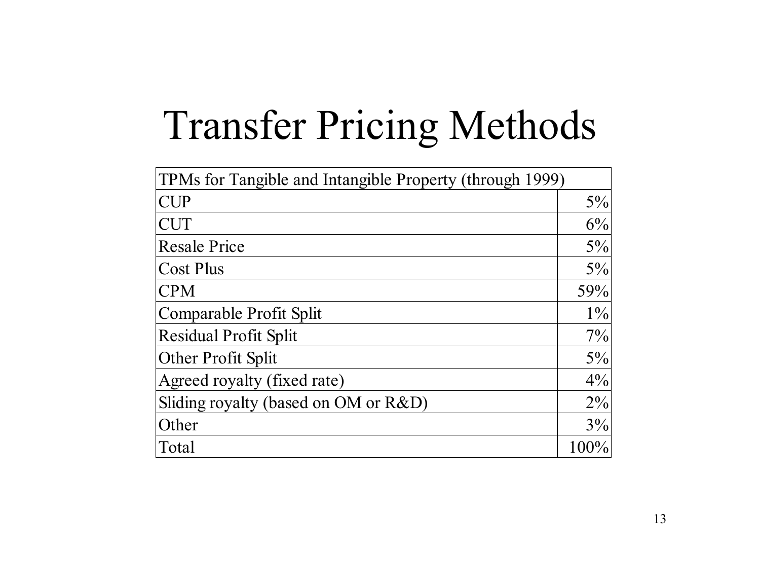# Transfer Pricing Methods

| TPMs for Tangible and Intangible Property (through 1999) | |
|---|---|
| CUP | 5% |
| CUT | 6% |
| Resale Price | 5% |
| Cost Plus | 5% |
| CPM | 59% |
| Comparable Profit Split | 1% |
| Residual Profit Split | 7% |
| Other Profit Split | 5% |
| Agreed royalty (fixed rate) | 4% |
| Sliding royalty (based on OM or R&D) | 2% |
| Other | 3% |
| Total | 100% |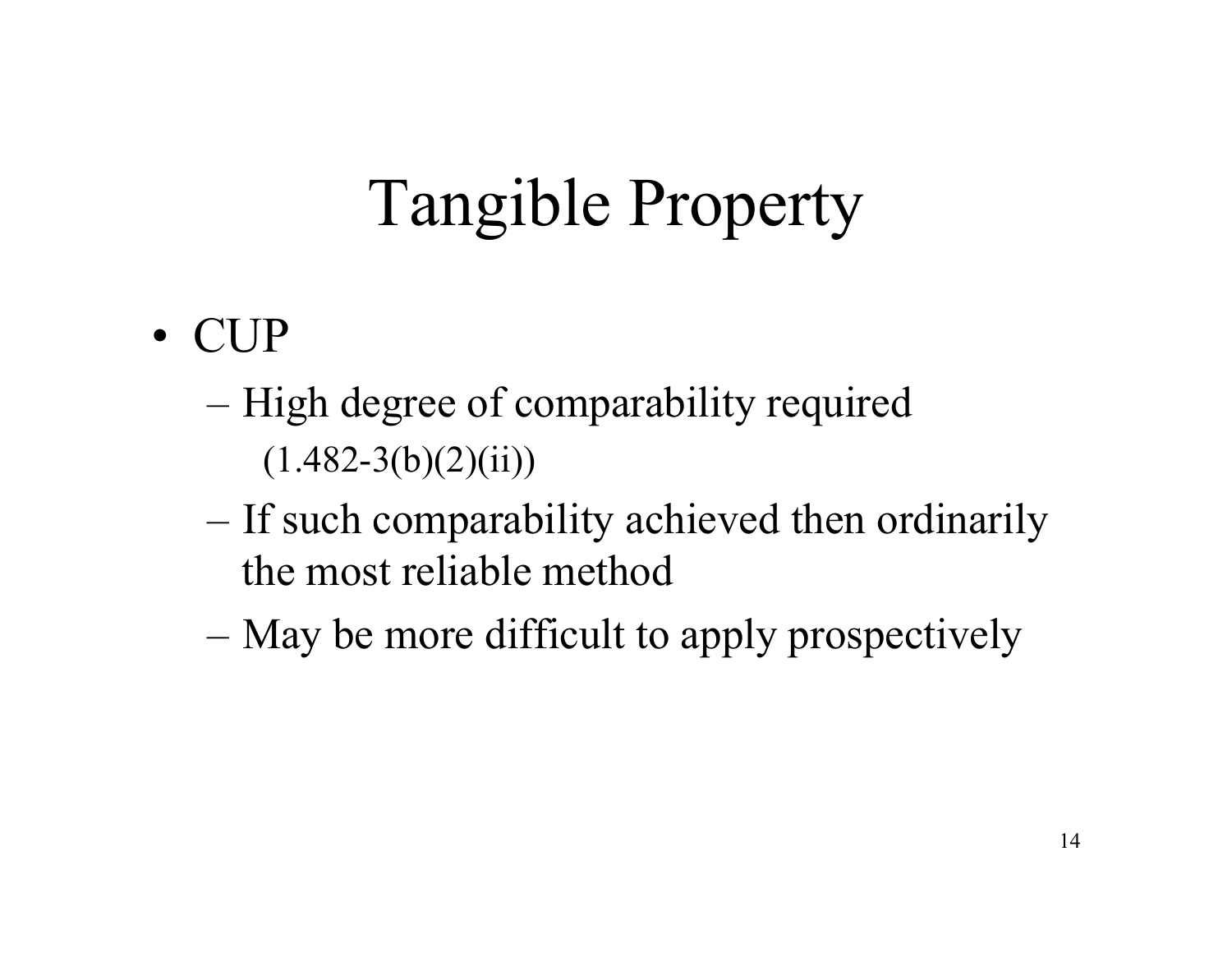# Tangible Property

- CUP
  - High degree of comparability required (1.482-3(b)(2)(ii))
  - If such comparability achieved then ordinarily the most reliable method
  - May be more difficult to apply prospectively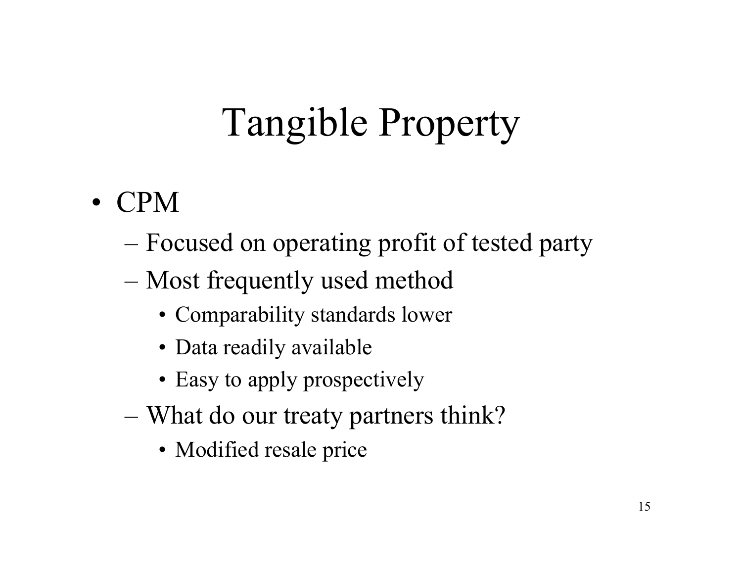# Tangible Property

- CPM
  - Focused on operating profit of tested party
  - Most frequently used method
    - Comparability standards lower
    - Data readily available
    - Easy to apply prospectively
  - What do our treaty partners think?
    - Modified resale price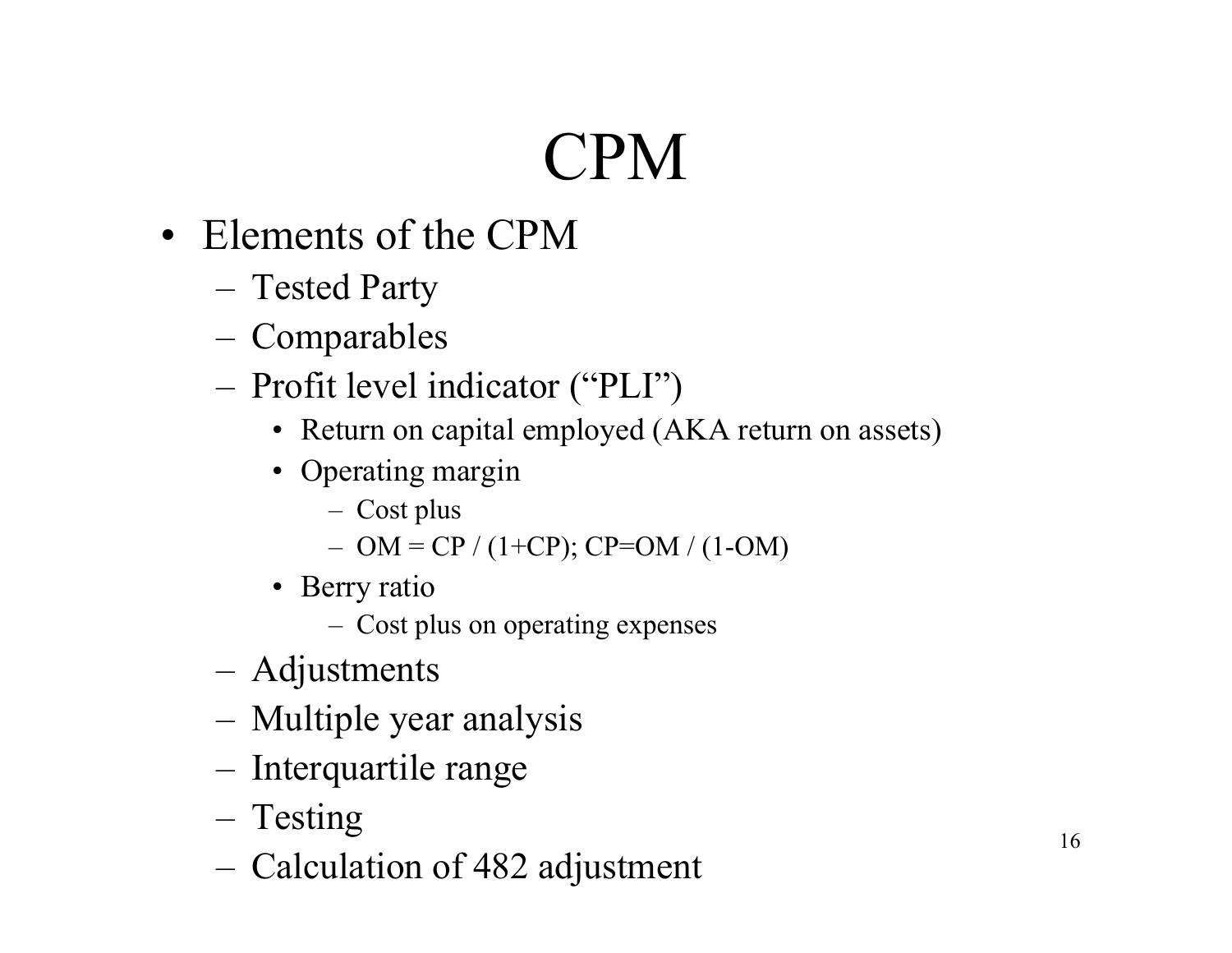# CPM

- Elements of the CPM
  - Tested Party
  - Comparables
  - Profit level indicator ("PLI")
    - Return on capital employed (AKA return on assets)
    - Operating margin
      - Cost plus
      - $OM = CP / (1+CP)$; $CP=OM / (1-OM)$
    - Berry ratio
      - Cost plus on operating expenses
  - Adjustments
  - Multiple year analysis
  - Interquartile range
  - Testing
  - Calculation of 482 adjustment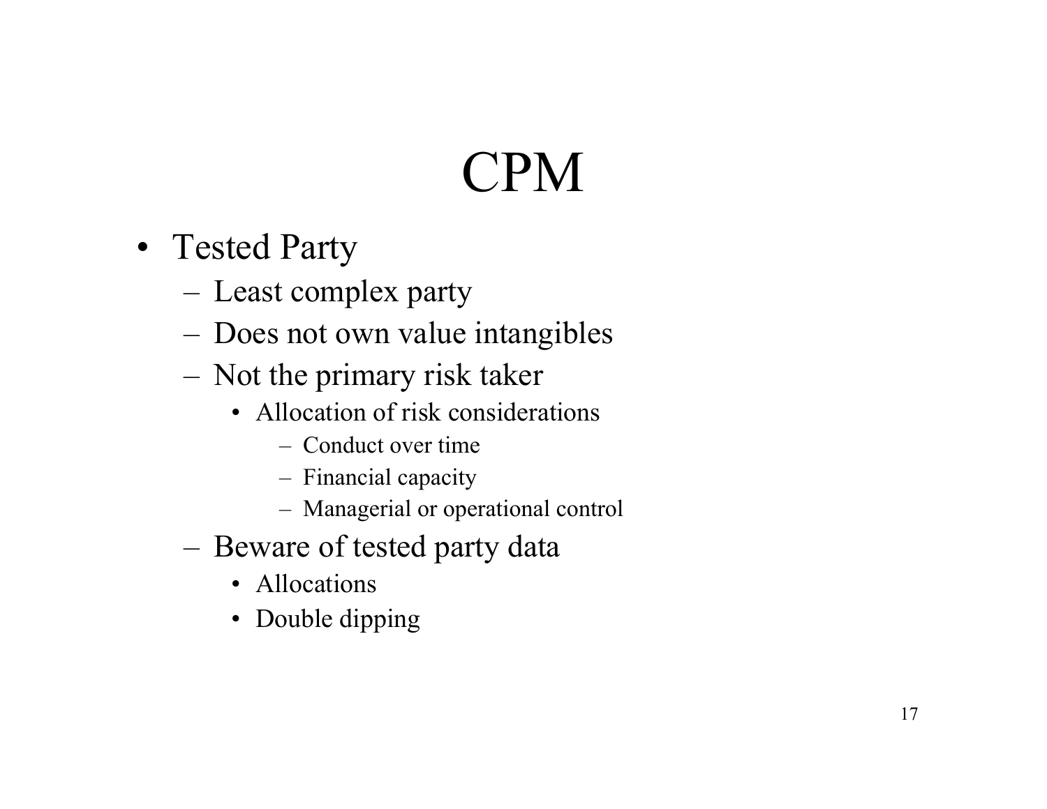# CPM

- Tested Party
  - Least complex party
  - Does not own value intangibles
  - Not the primary risk taker
    - Allocation of risk considerations
      - Conduct over time
      - Financial capacity
      - Managerial or operational control
  - Beware of tested party data
    - Allocations
    - Double dipping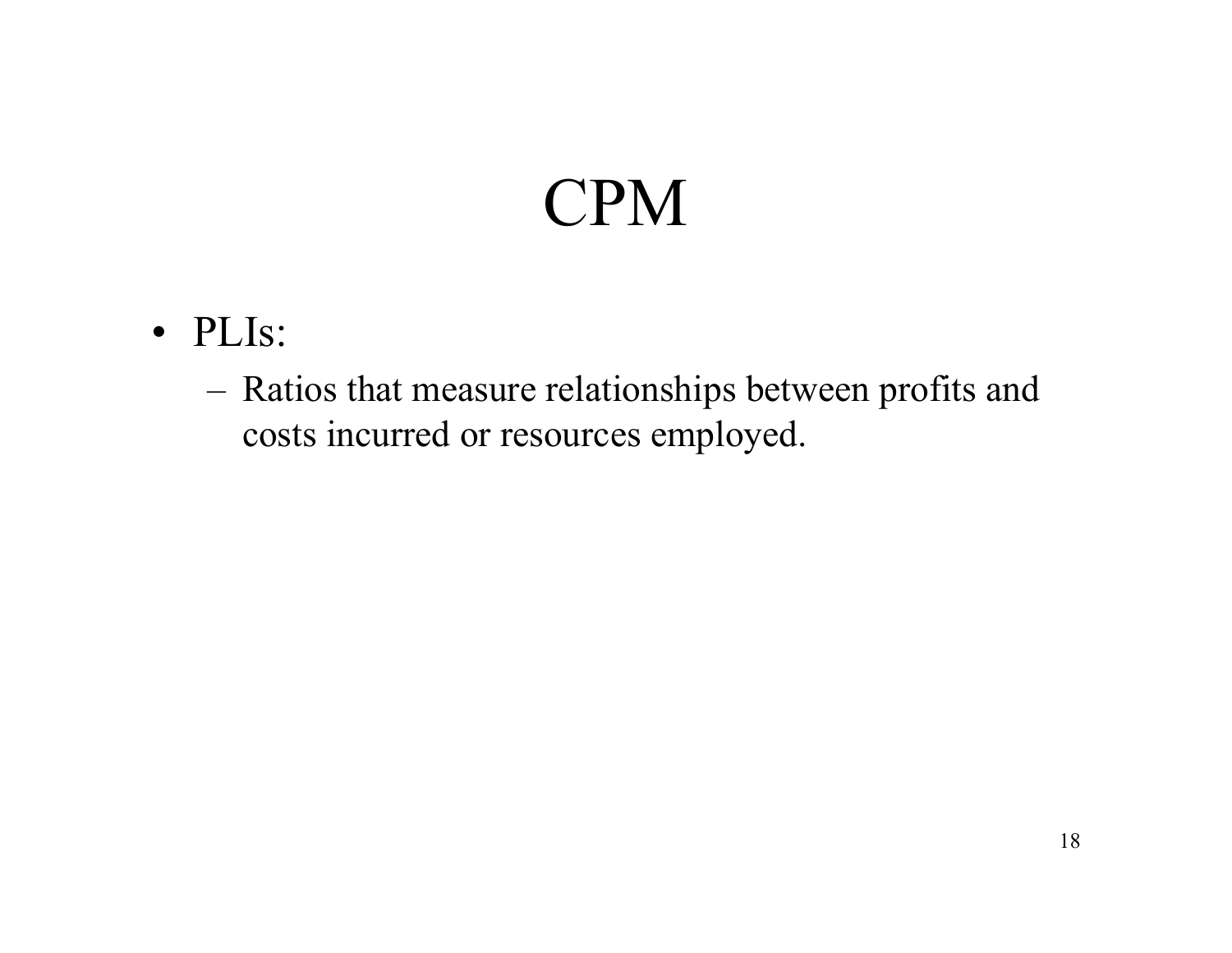# CPM

- PLIs:
  - Ratios that measure relationships between profits and costs incurred or resources employed.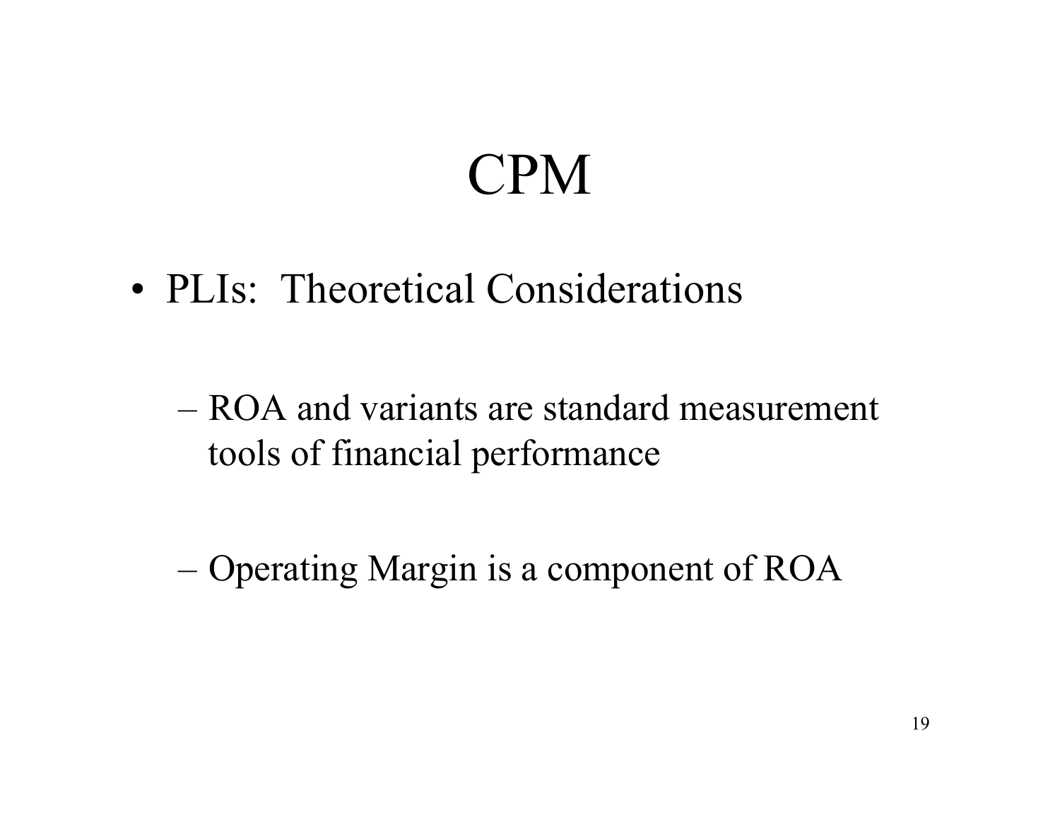# CPM

- PLIs: Theoretical Considerations
  - ROA and variants are standard measurement tools of financial performance
  - Operating Margin is a component of ROA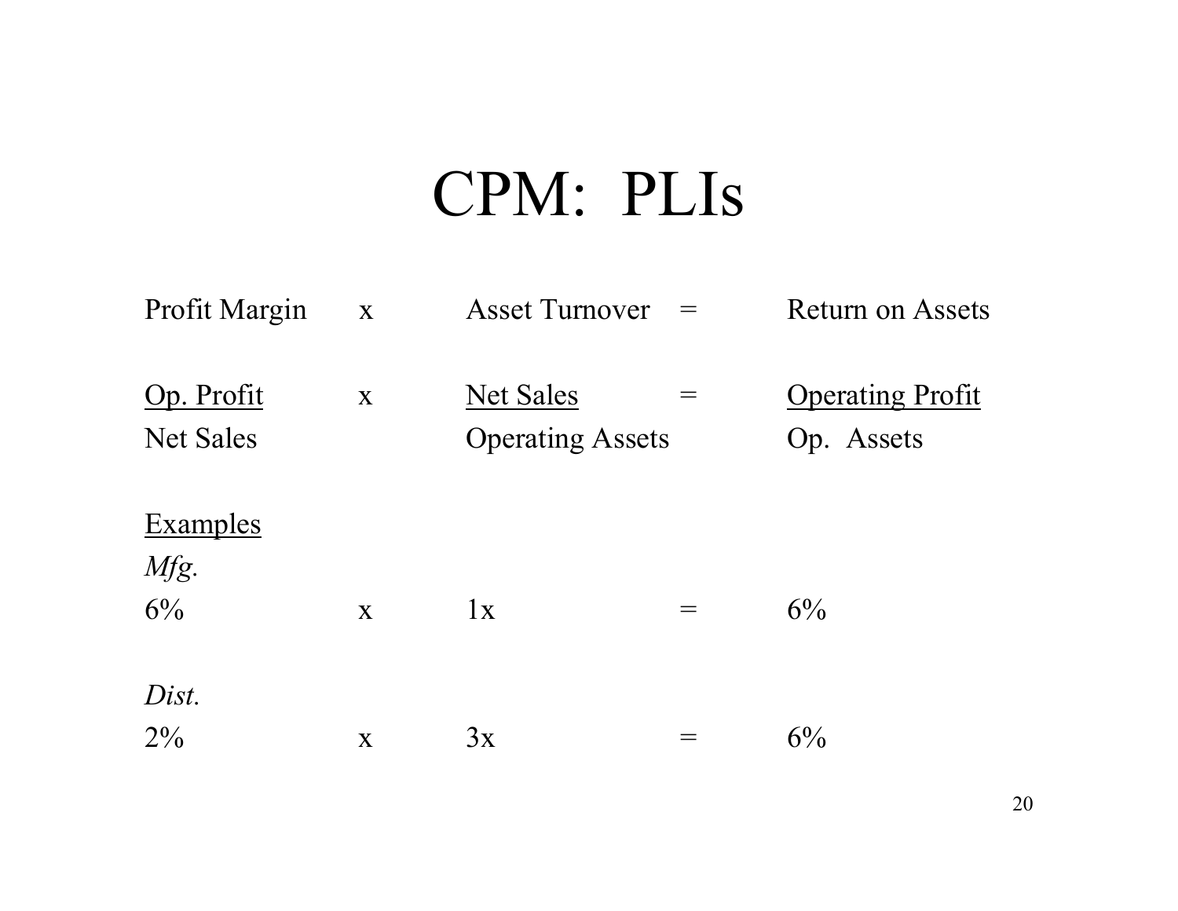# CPM: PLIs

| Profit Margin | x | Asset Turnover | = | Return on Assets |
|---|---|---|---|---|
| $\frac{\text{Op. Profit}}{\text{Net Sales}}$ | x | $\frac{\text{Net Sales}}{\text{Operating Assets}}$ | = | $\frac{\text{Operating Profit}}{\text{Op. Assets}}$ |

Examples

*Mfg.*

| | | | | |
|---|---|---|---|---|
| 6% | x | 1x | = | 6% |

*Dist.*

| | | | | |
|---|---|---|---|---|
| 2% | x | 3x | = | 6% |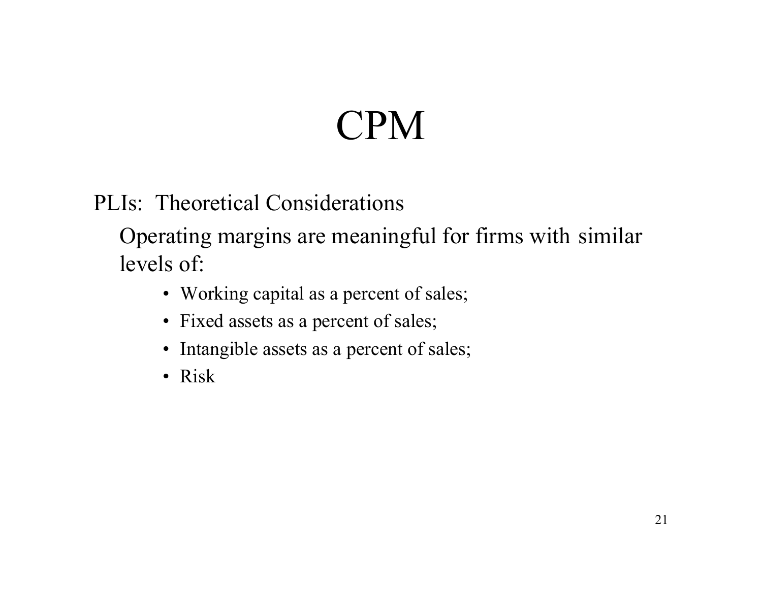# CPM

PLIs: Theoretical Considerations

Operating margins are meaningful for firms with similar levels of:

- Working capital as a percent of sales;
- Fixed assets as a percent of sales;
- Intangible assets as a percent of sales;
- Risk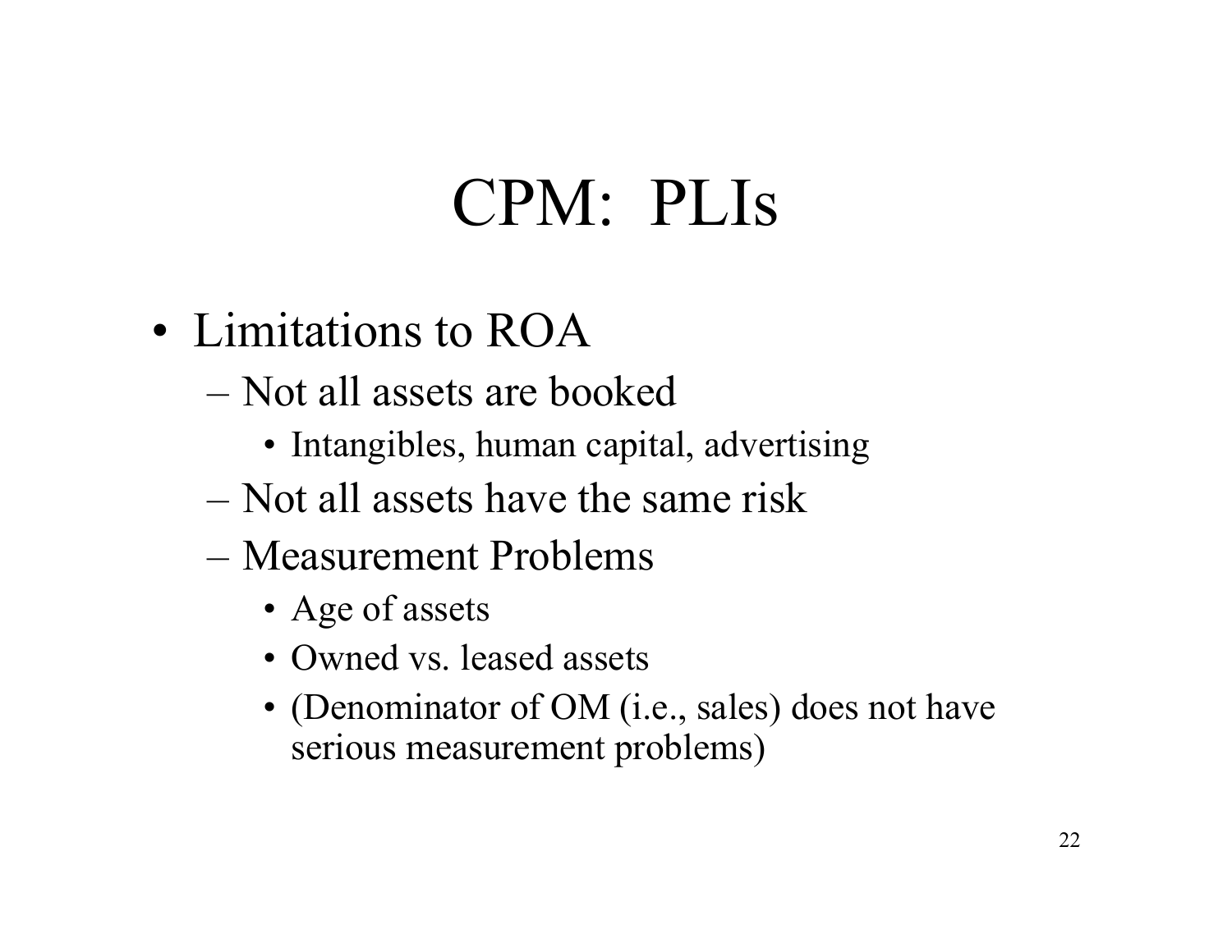# CPM: PLIs

- Limitations to ROA
  - Not all assets are booked
    - Intangibles, human capital, advertising
  - Not all assets have the same risk
  - Measurement Problems
    - Age of assets
    - Owned vs. leased assets
    - (Denominator of OM (i.e., sales) does not have serious measurement problems)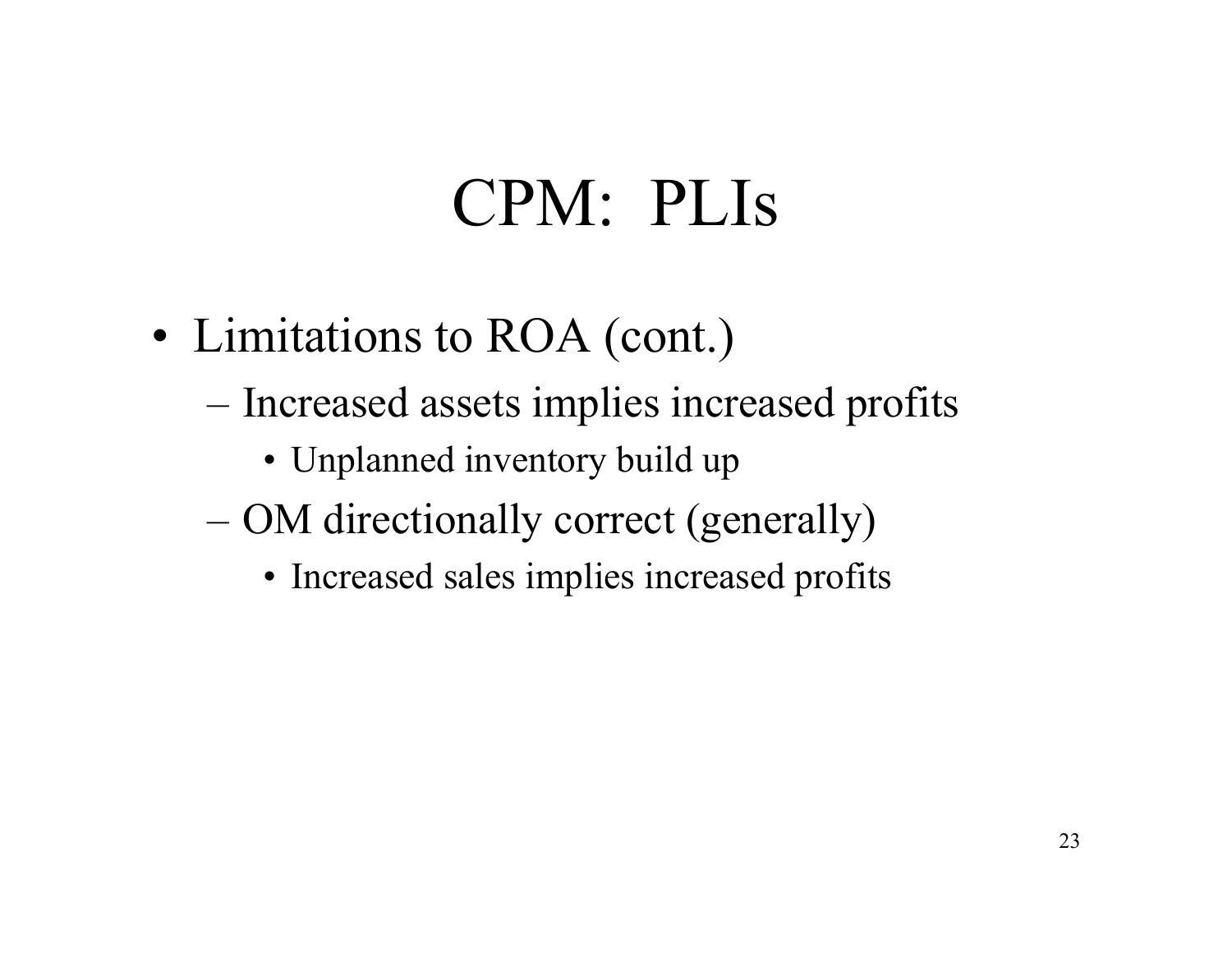# CPM: PLIs

- Limitations to ROA (cont.)
  - Increased assets implies increased profits
    - Unplanned inventory build up
  - OM directionally correct (generally)
    - Increased sales implies increased profits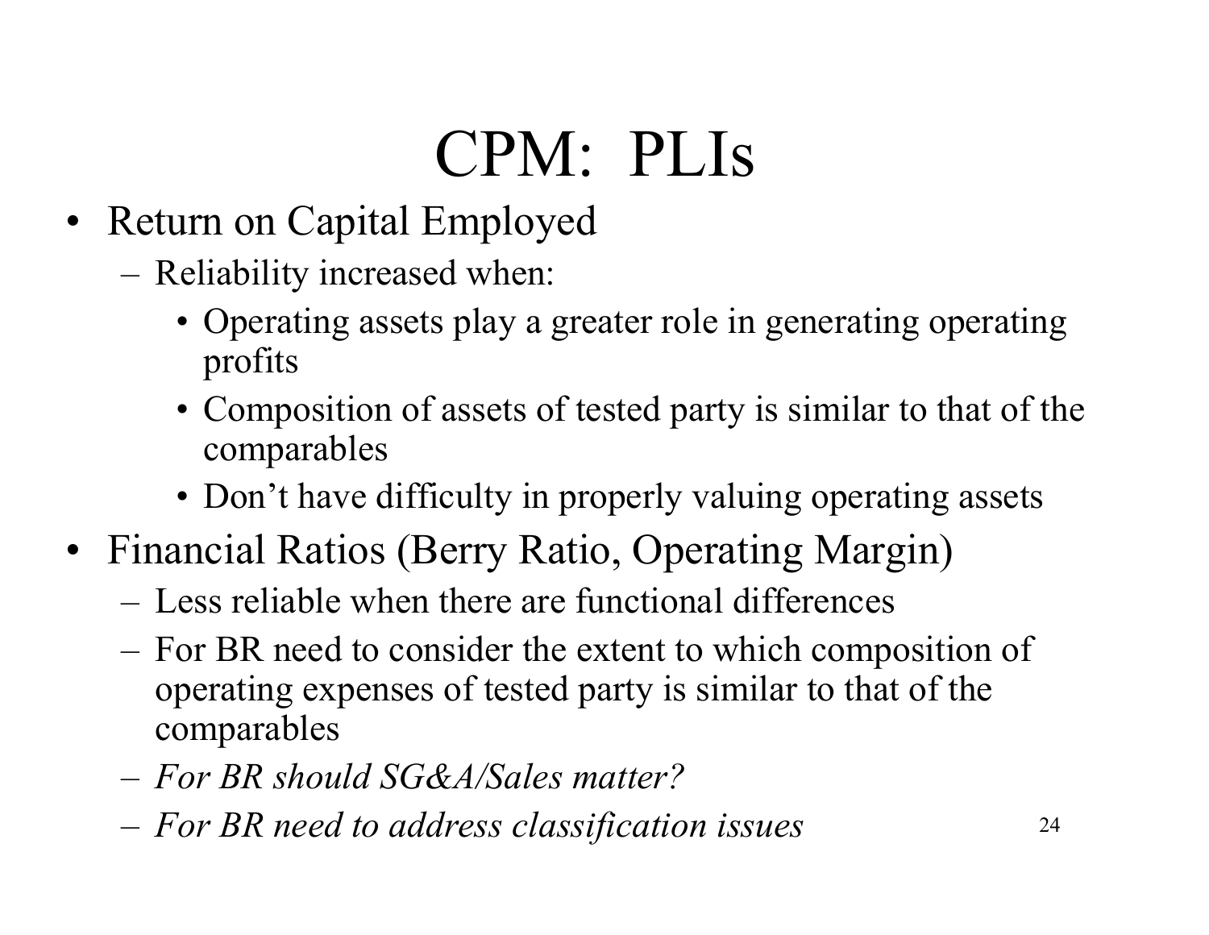# CPM: PLIs

- Return on Capital Employed
  - Reliability increased when:
    - Operating assets play a greater role in generating operating profits
    - Composition of assets of tested party is similar to that of the comparables
    - Don't have difficulty in properly valuing operating assets
- Financial Ratios (Berry Ratio, Operating Margin)
  - Less reliable when there are functional differences
  - For BR need to consider the extent to which composition of operating expenses of tested party is similar to that of the comparables
  - *For BR should SG&A/Sales matter?*
  - *For BR need to address classification issues*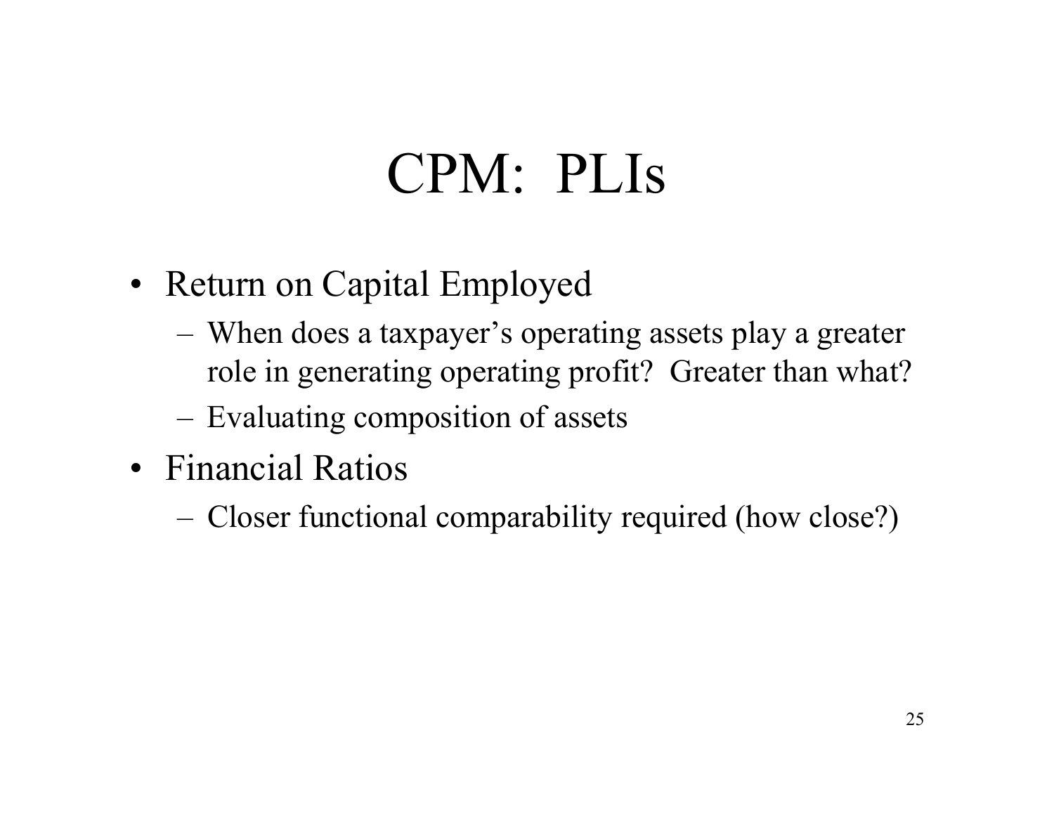# CPM: PLIs

- Return on Capital Employed
  - When does a taxpayer's operating assets play a greater role in generating operating profit? Greater than what?
  - Evaluating composition of assets
- Financial Ratios
  - Closer functional comparability required (how close?)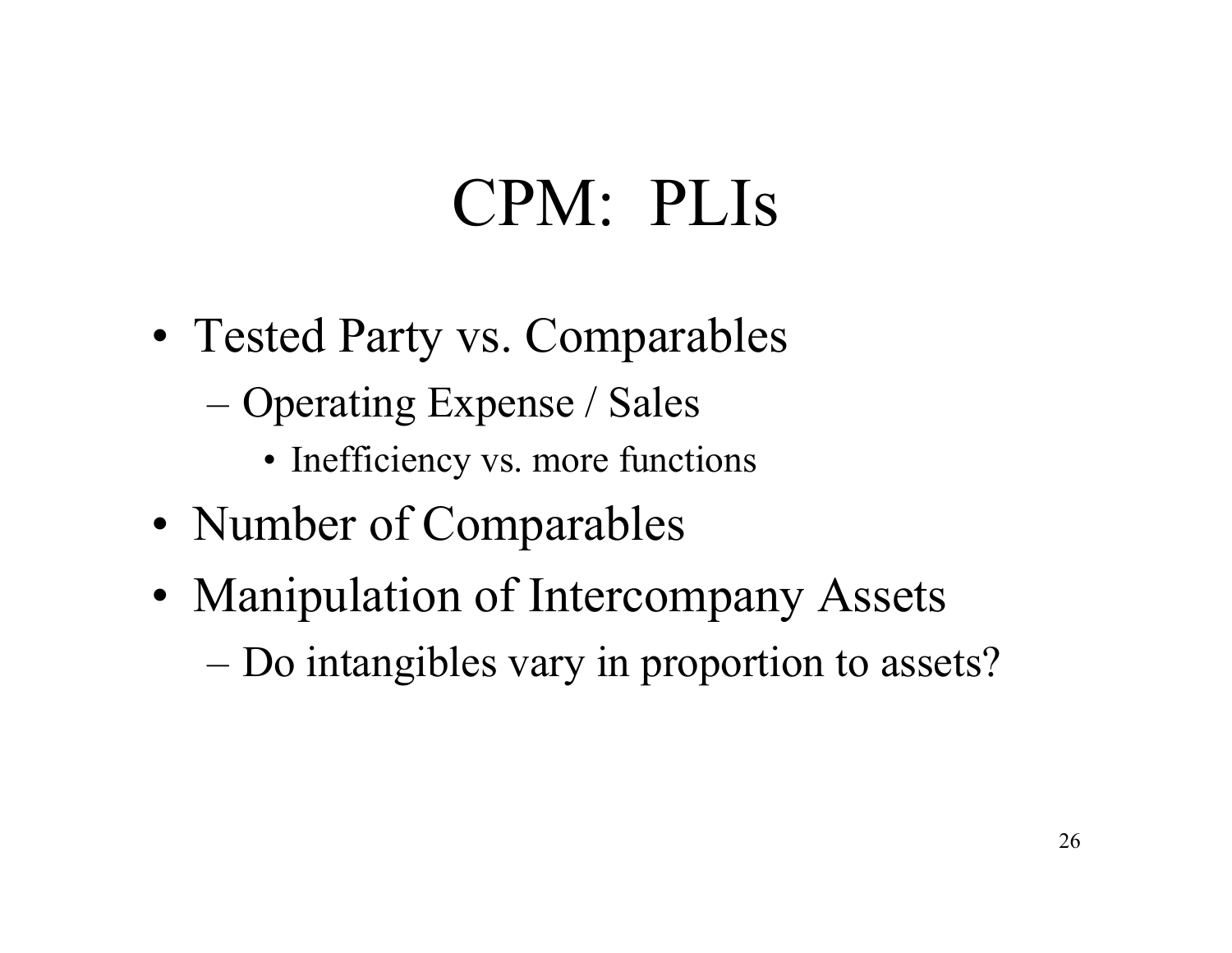# CPM: PLIs

- Tested Party vs. Comparables
  - Operating Expense / Sales
    - Inefficiency vs. more functions
- Number of Comparables
- Manipulation of Intercompany Assets
  - Do intangibles vary in proportion to assets?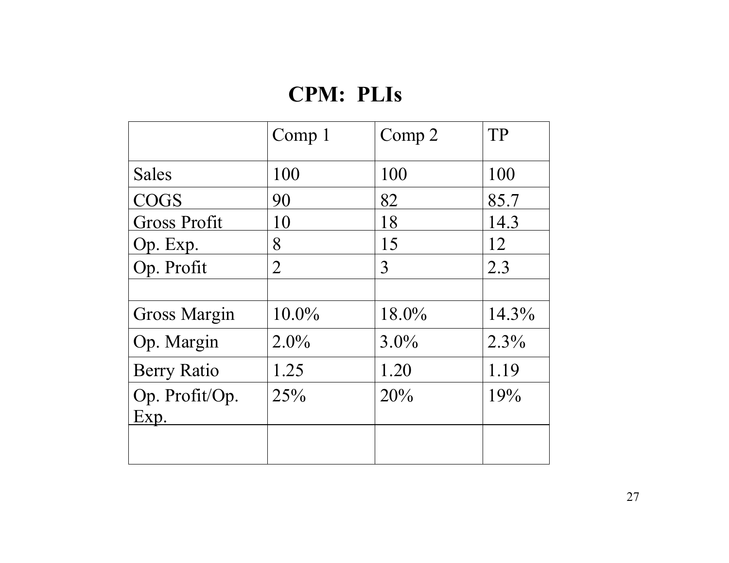# CPM: PLIs

| | Comp 1 | Comp 2 | TP |
|---|---|---|---|
| Sales | 100 | 100 | 100 |
| COGS | 90 | 82 | 85.7 |
| Gross Profit | 10 | 18 | 14.3 |
| Op. Exp. | 8 | 15 | 12 |
| Op. Profit | 2 | 3 | 2.3 |
| | | | |
| Gross Margin | 10.0% | 18.0% | 14.3% |
| Op. Margin | 2.0% | 3.0% | 2.3% |
| Berry Ratio | 1.25 | 1.20 | 1.19 |
| Op. Profit/Op. Exp. | 25% | 20% | 19% |
| | | | |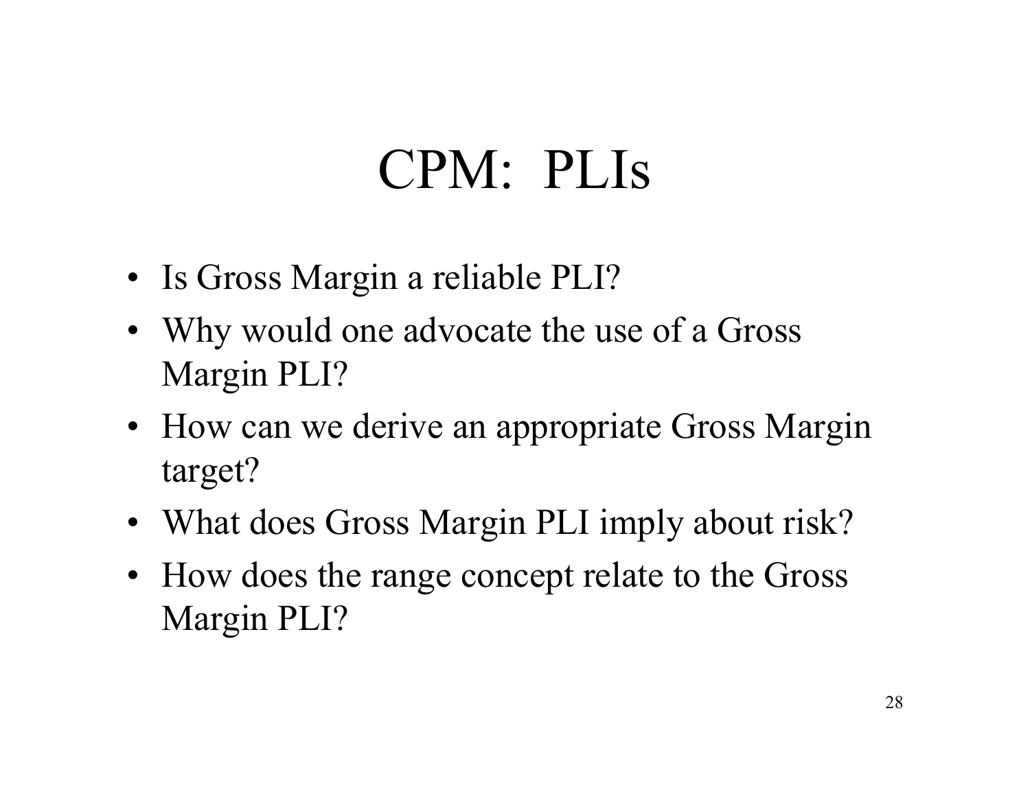# CPM: PLIs

- Is Gross Margin a reliable PLI?
- Why would one advocate the use of a Gross Margin PLI?
- How can we derive an appropriate Gross Margin target?
- What does Gross Margin PLI imply about risk?
- How does the range concept relate to the Gross Margin PLI?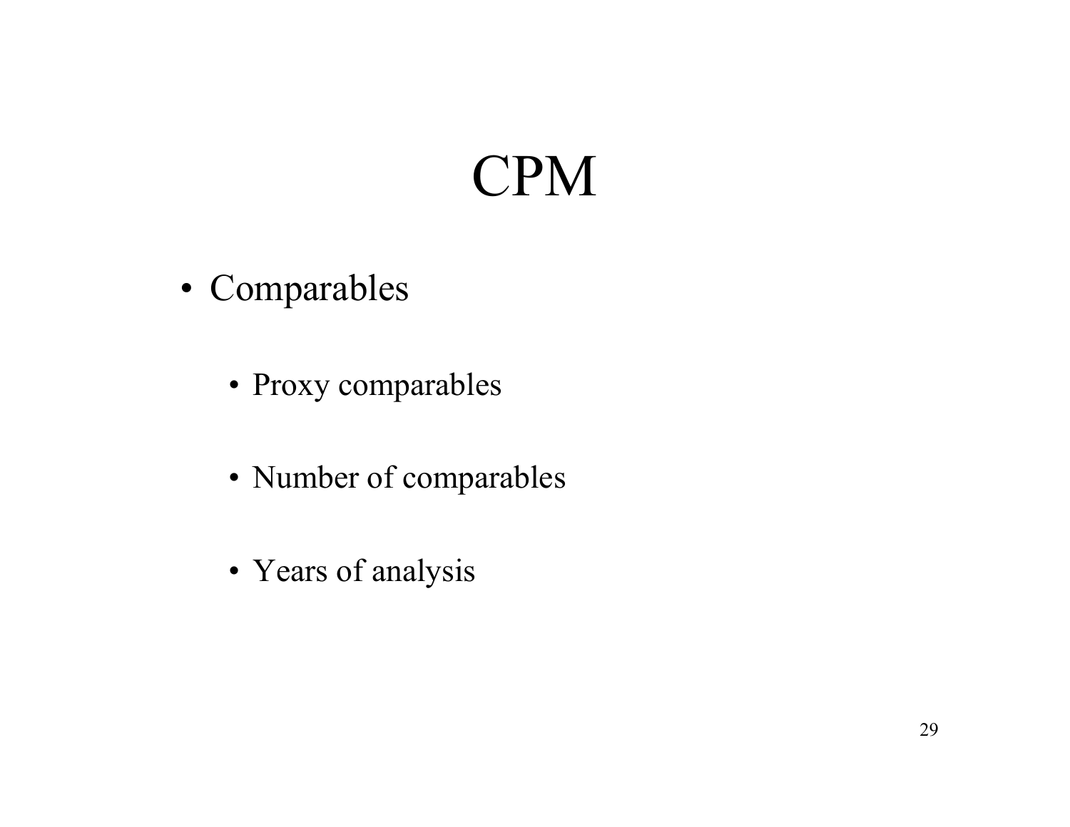# CPM

- Comparables
  - Proxy comparables
  - Number of comparables
  - Years of analysis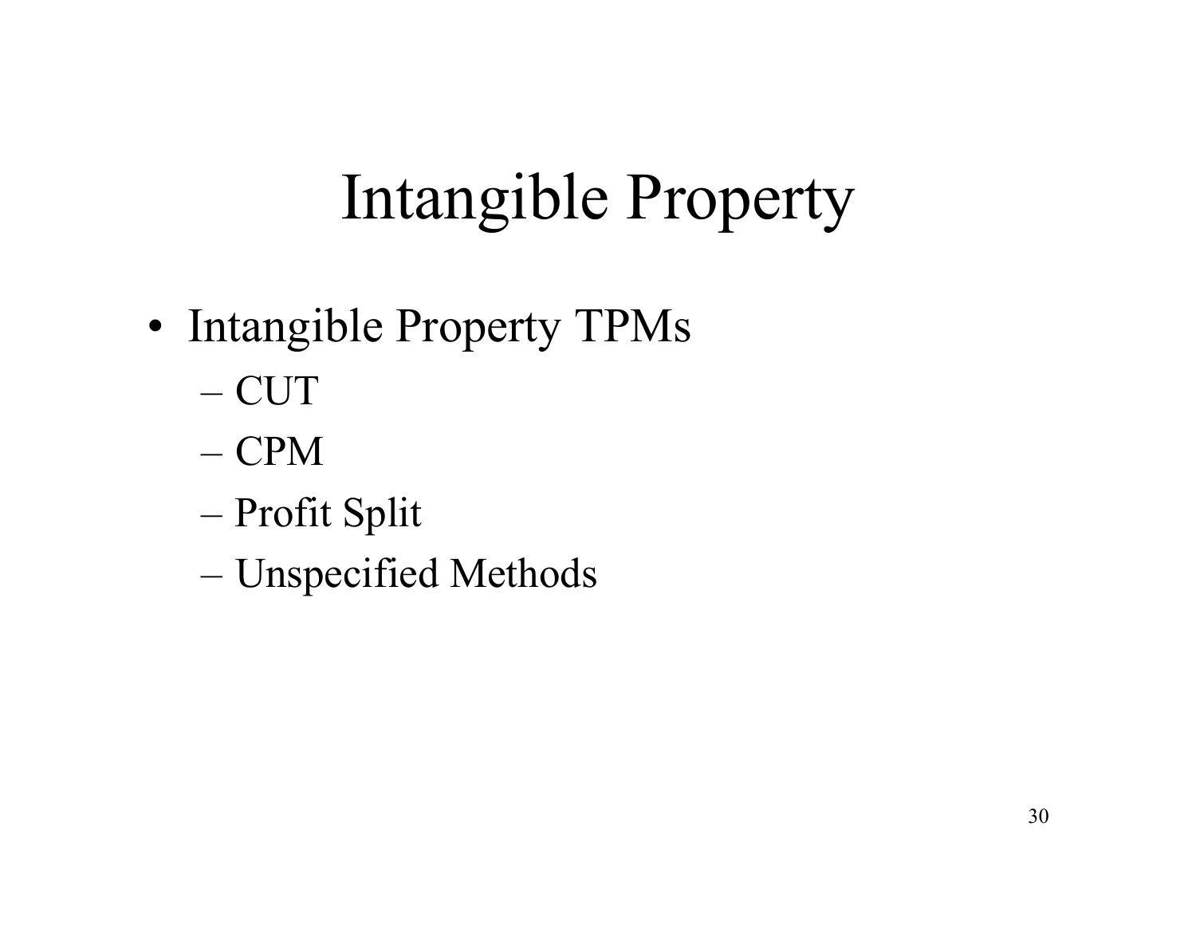# Intangible Property

- Intangible Property TPMs
  - CUT
  - CPM
  - Profit Split
  - Unspecified Methods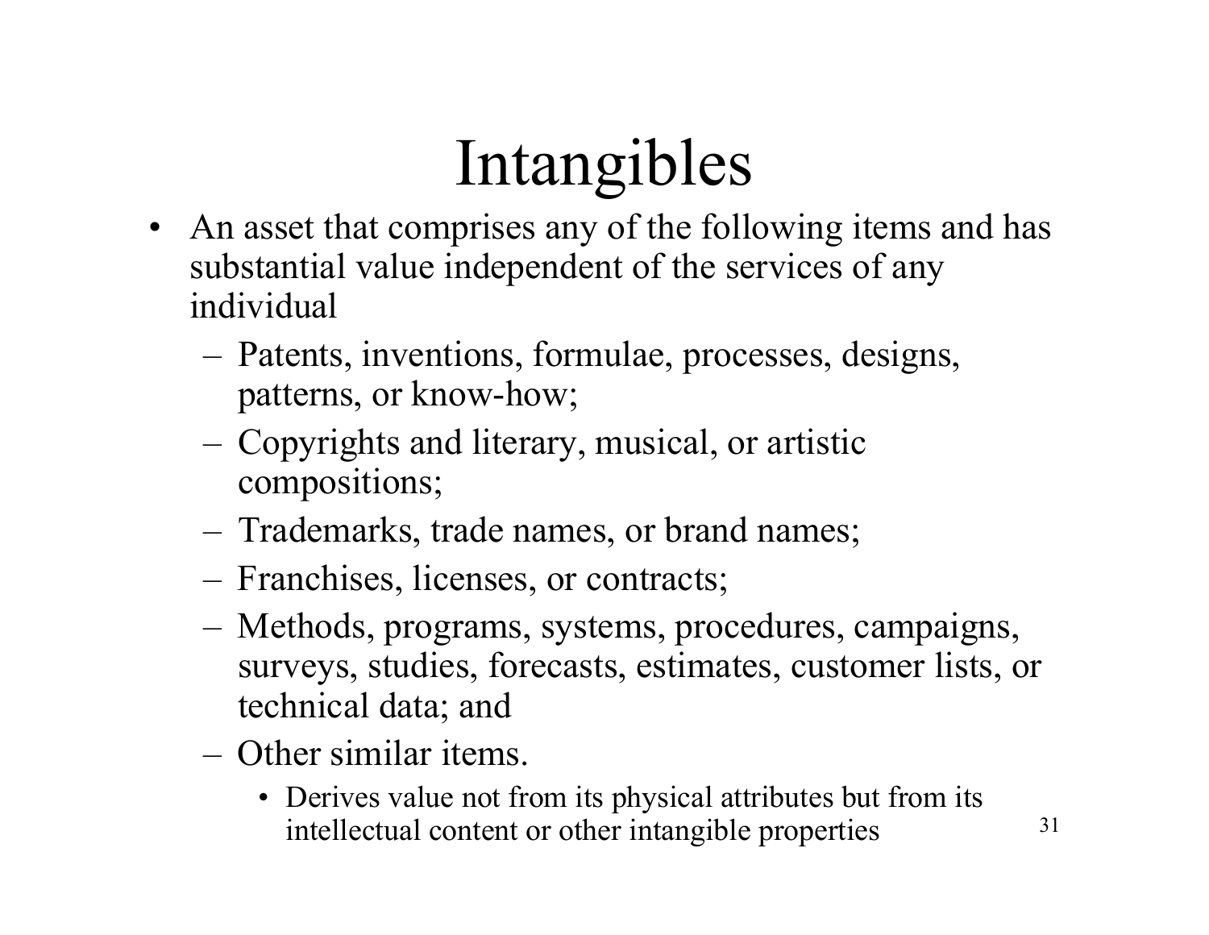# Intangibles

- An asset that comprises any of the following items and has substantial value independent of the services of any individual
  - Patents, inventions, formulae, processes, designs, patterns, or know-how;
  - Copyrights and literary, musical, or artistic compositions;
  - Trademarks, trade names, or brand names;
  - Franchises, licenses, or contracts;
  - Methods, programs, systems, procedures, campaigns, surveys, studies, forecasts, estimates, customer lists, or technical data; and
  - Other similar items.
    - Derives value not from its physical attributes but from its intellectual content or other intangible properties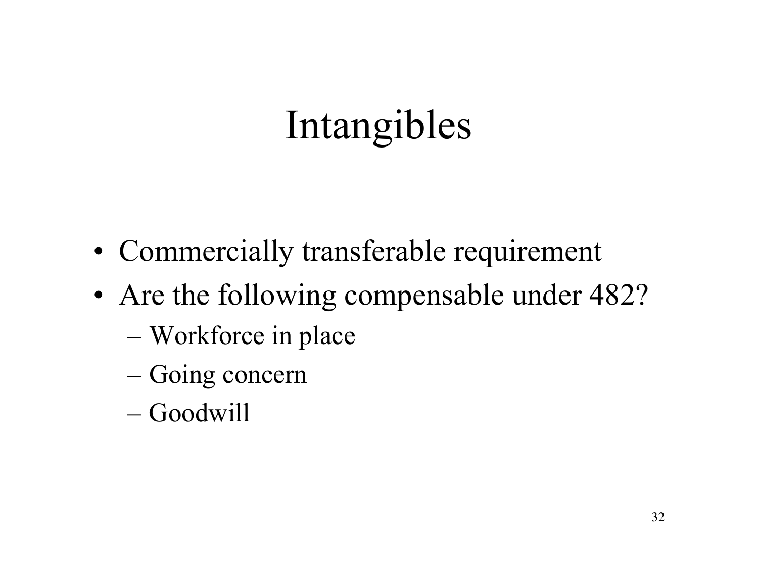# Intangibles

- Commercially transferable requirement
- Are the following compensable under 482?
  - Workforce in place
  - Going concern
  - Goodwill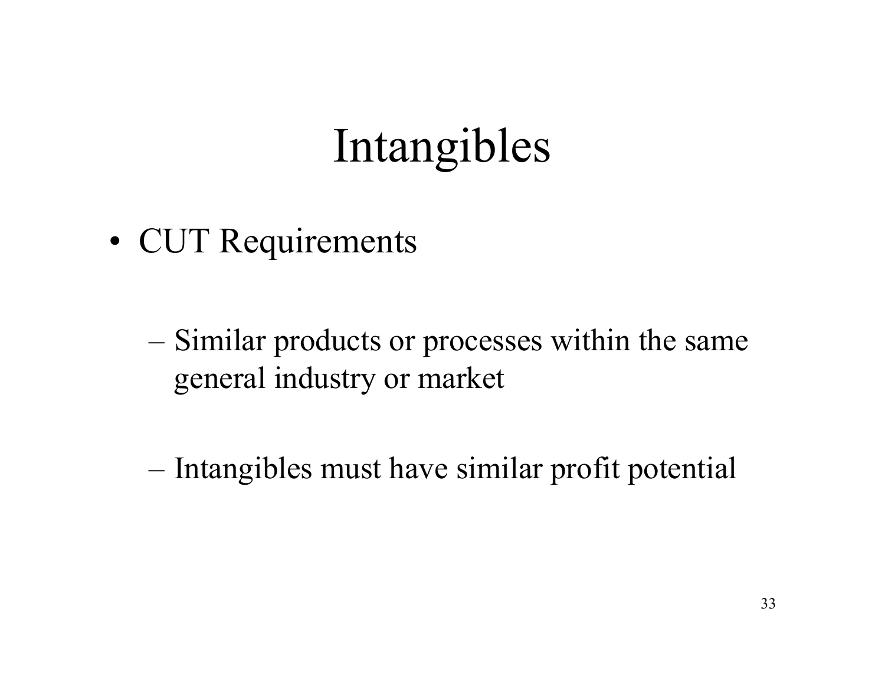# Intangibles

- CUT Requirements
  - Similar products or processes within the same general industry or market
  - Intangibles must have similar profit potential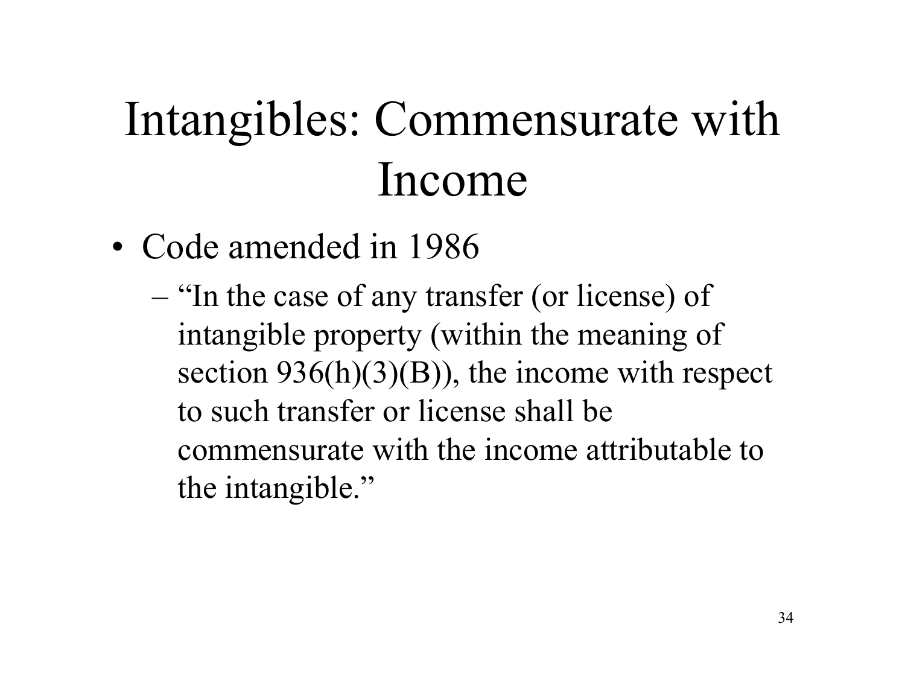# Intangibles: Commensurate with Income

- Code amended in 1986
  - "In the case of any transfer (or license) of intangible property (within the meaning of section 936(h)(3)(B)), the income with respect to such transfer or license shall be commensurate with the income attributable to the intangible."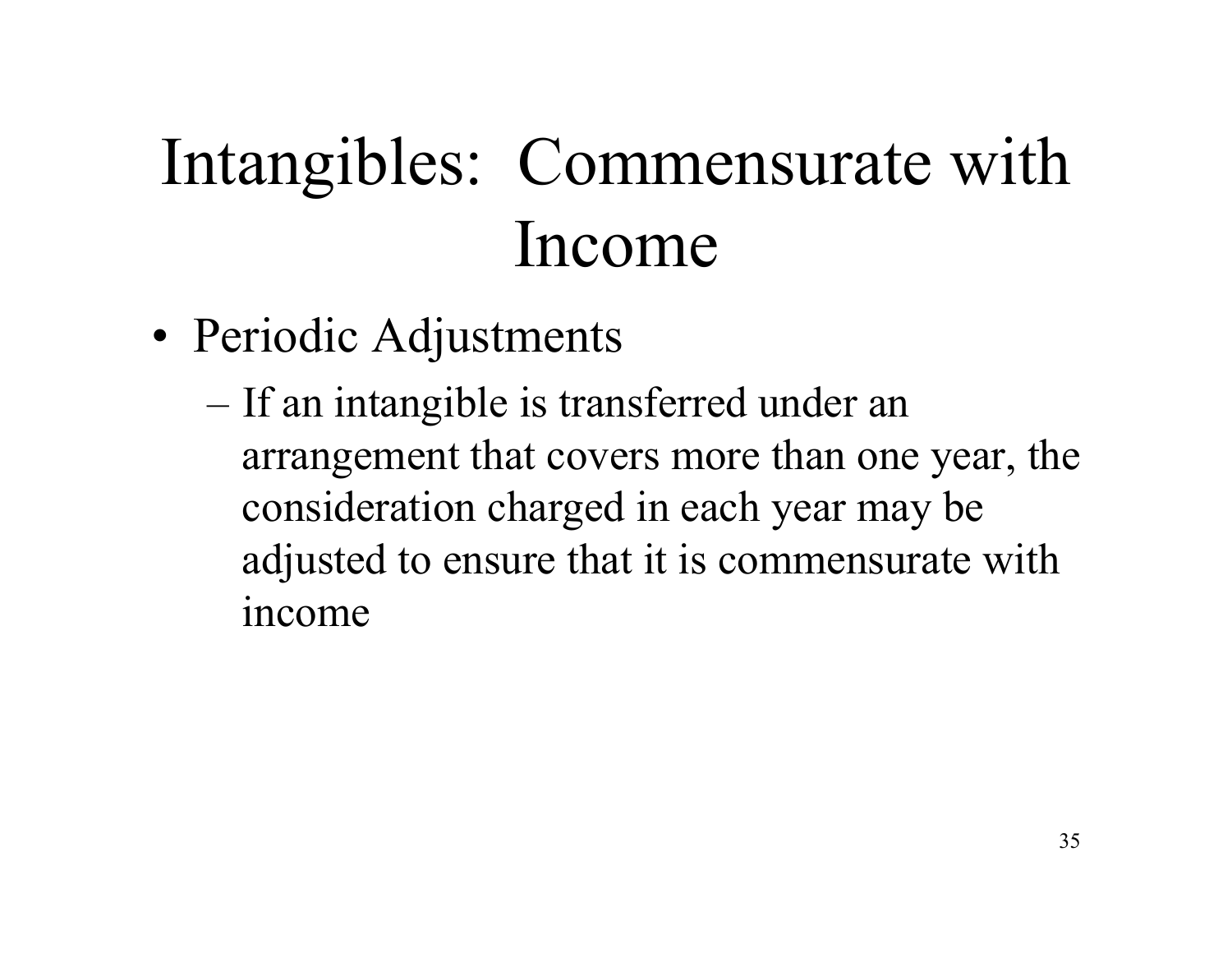# Intangibles: Commensurate with Income

- Periodic Adjustments
  - If an intangible is transferred under an arrangement that covers more than one year, the consideration charged in each year may be adjusted to ensure that it is commensurate with income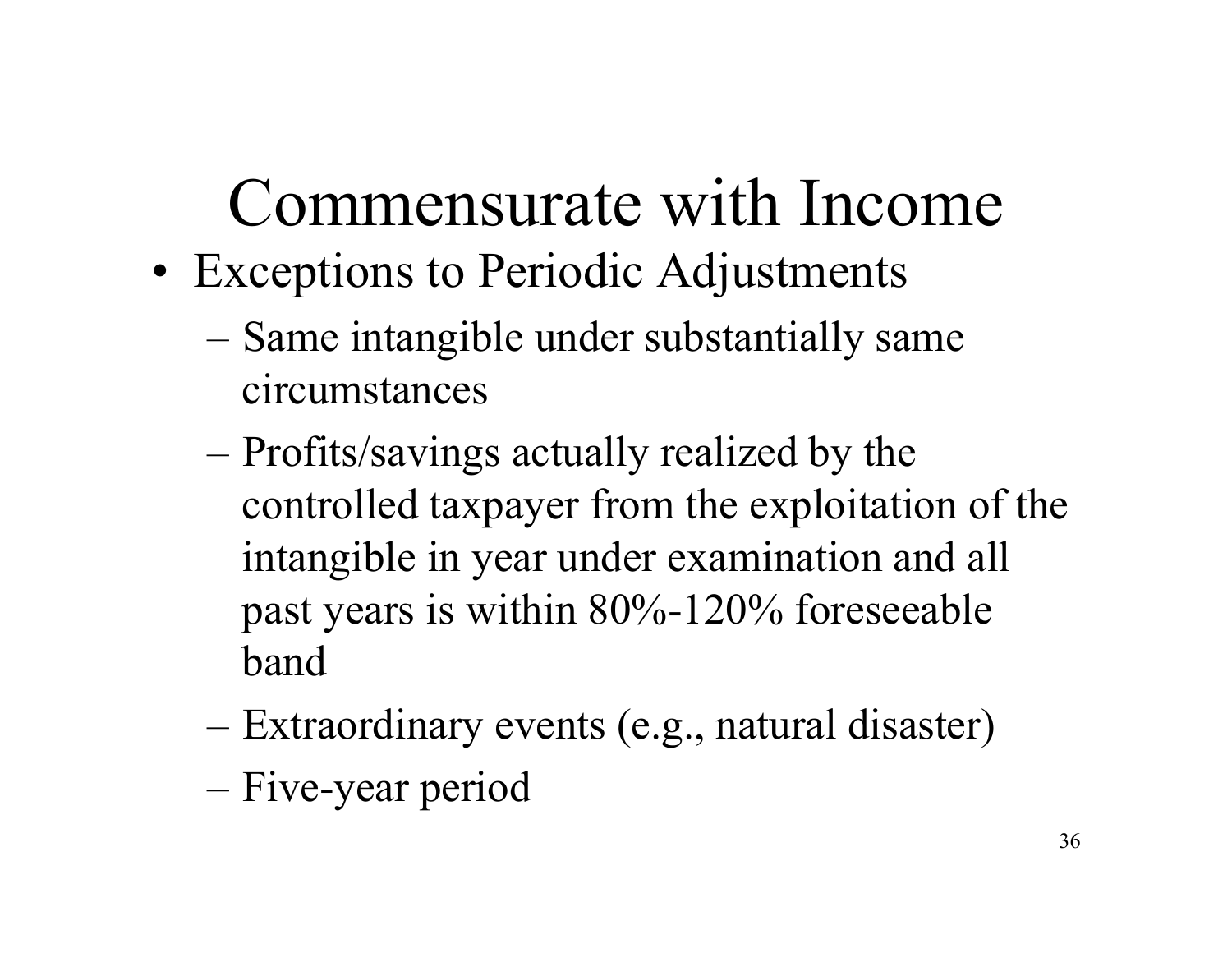# Commensurate with Income

- Exceptions to Periodic Adjustments
  - Same intangible under substantially same circumstances
  - Profits/savings actually realized by the controlled taxpayer from the exploitation of the intangible in year under examination and all past years is within 80%-120% foreseeable band
  - Extraordinary events (e.g., natural disaster)
  - Five-year period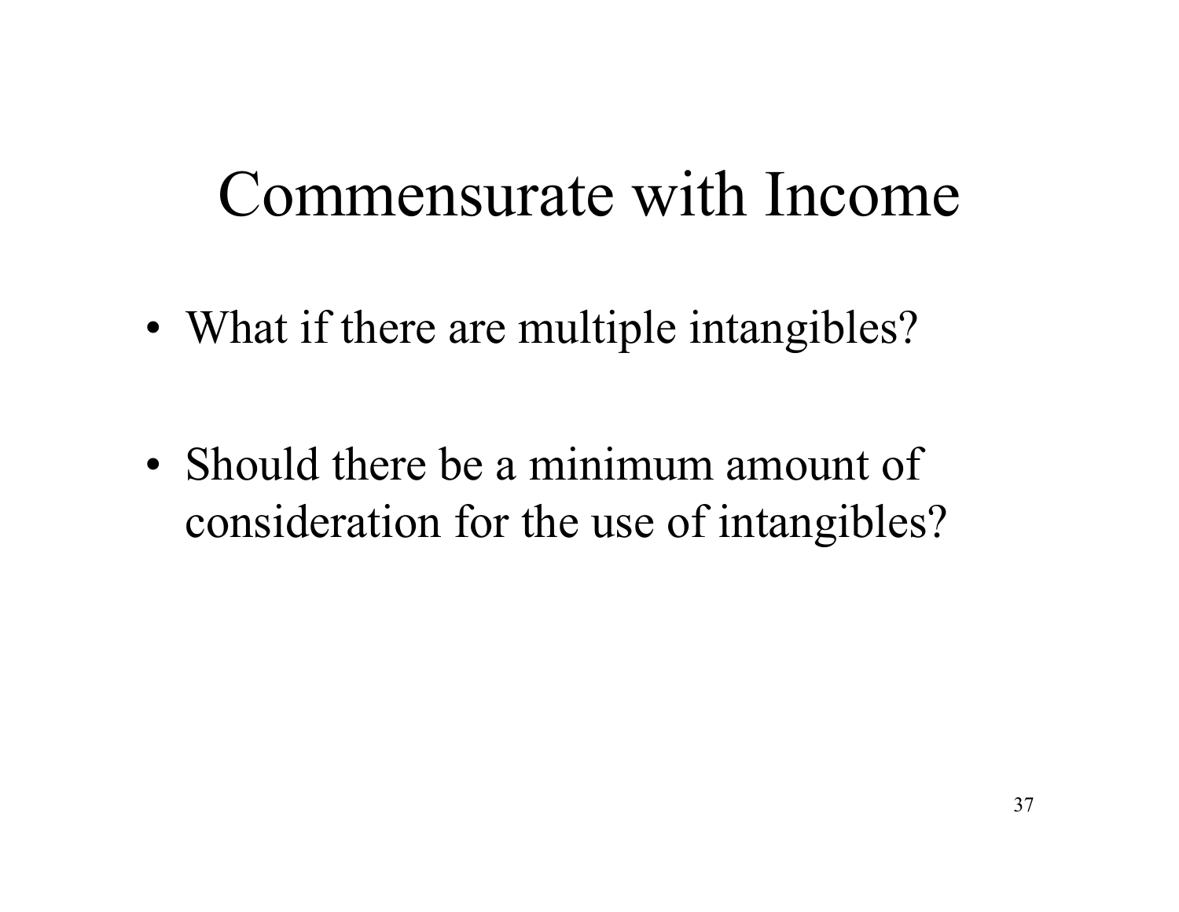# Commensurate with Income

- What if there are multiple intangibles?
- Should there be a minimum amount of consideration for the use of intangibles?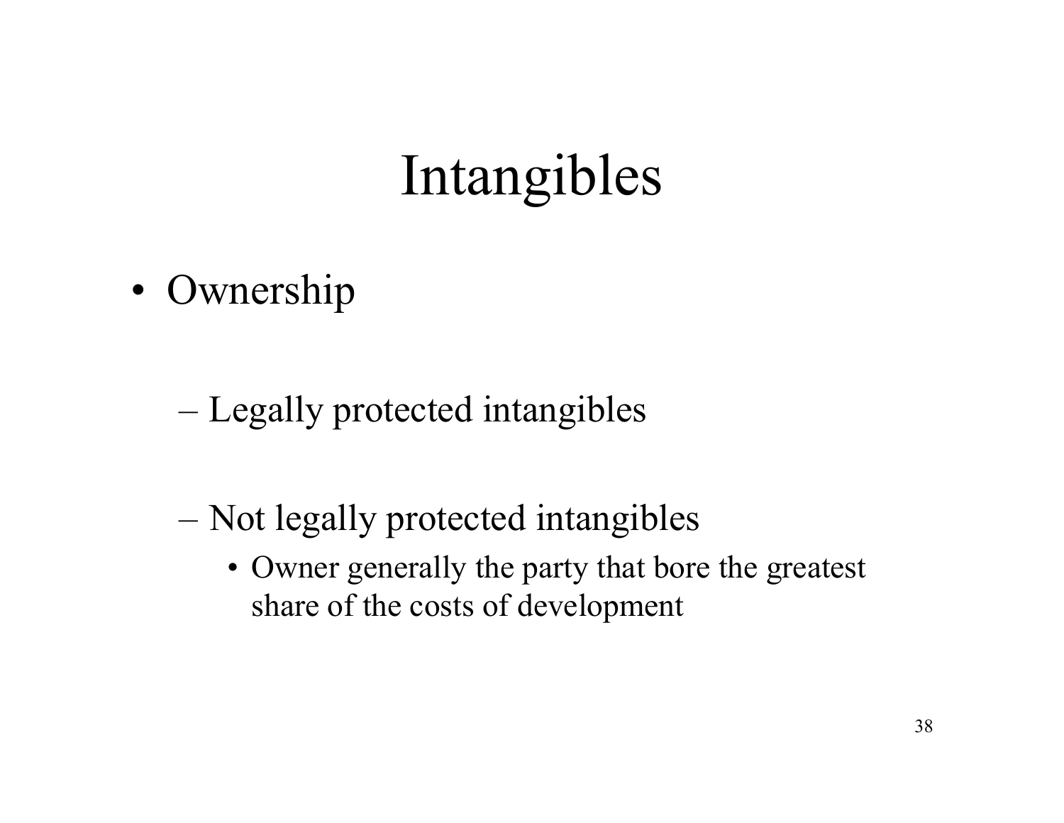# Intangibles

- Ownership
  - Legally protected intangibles
  - Not legally protected intangibles
    - Owner generally the party that bore the greatest share of the costs of development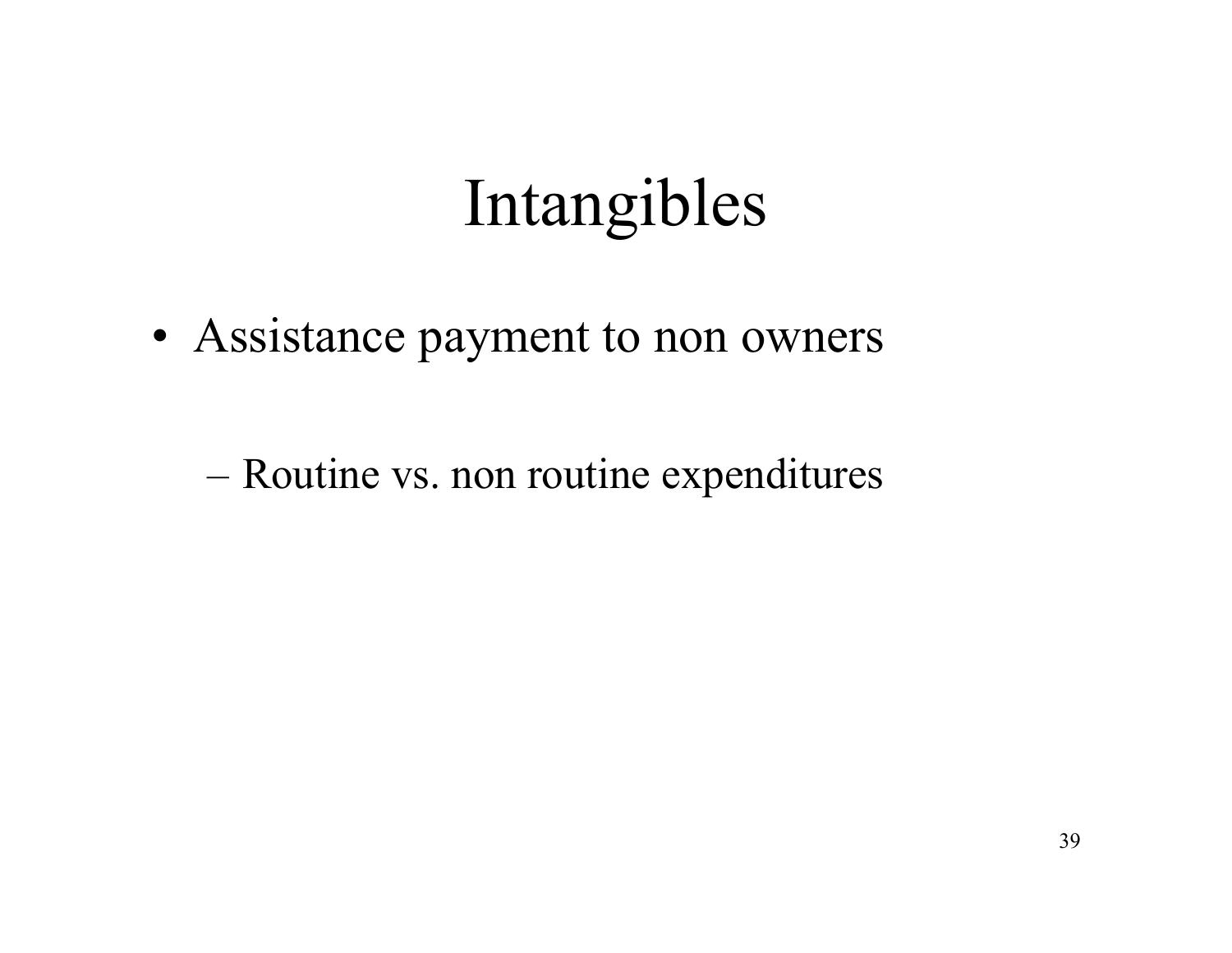# Intangibles

- Assistance payment to non owners
  - Routine vs. non routine expenditures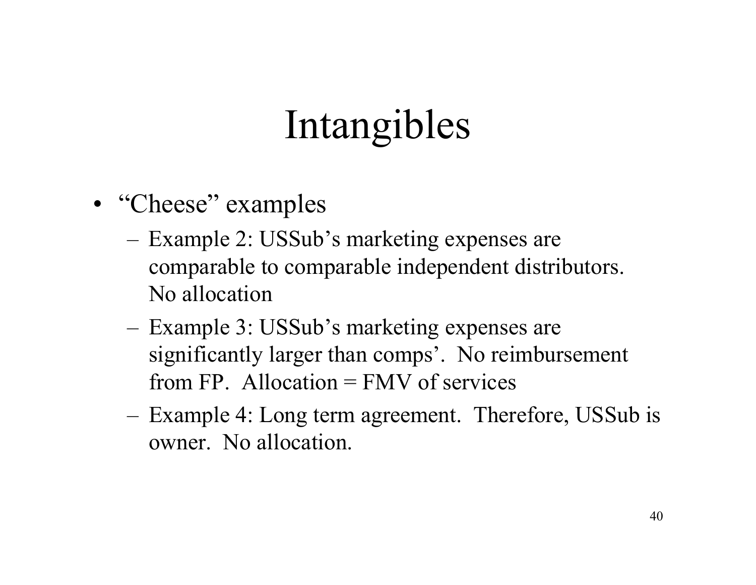# Intangibles

- "Cheese" examples
  - Example 2: USSub's marketing expenses are comparable to comparable independent distributors. No allocation
  - Example 3: USSub's marketing expenses are significantly larger than comps'. No reimbursement from FP. Allocation = FMV of services
  - Example 4: Long term agreement. Therefore, USSub is owner. No allocation.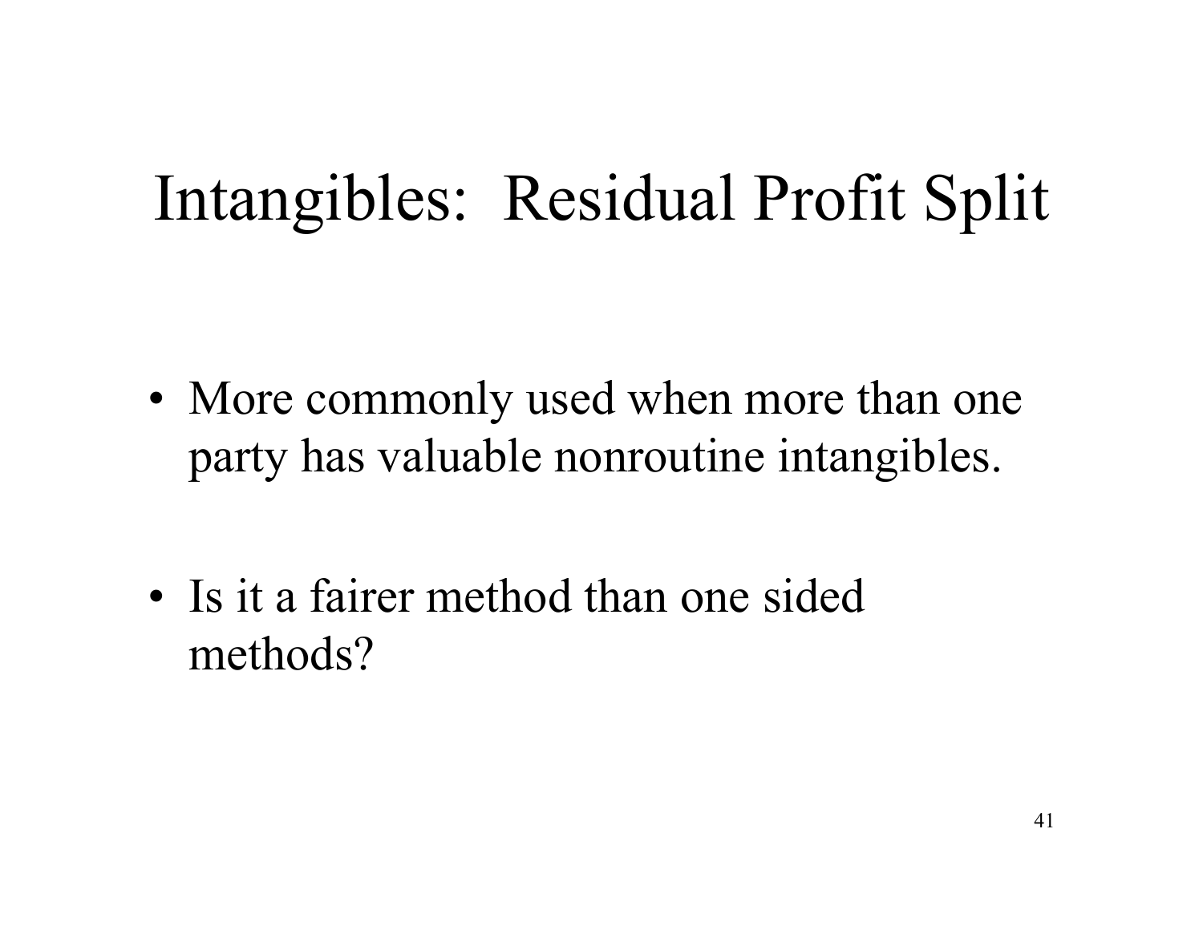# Intangibles: Residual Profit Split

- More commonly used when more than one party has valuable nonroutine intangibles.

- Is it a fairer method than one sided methods?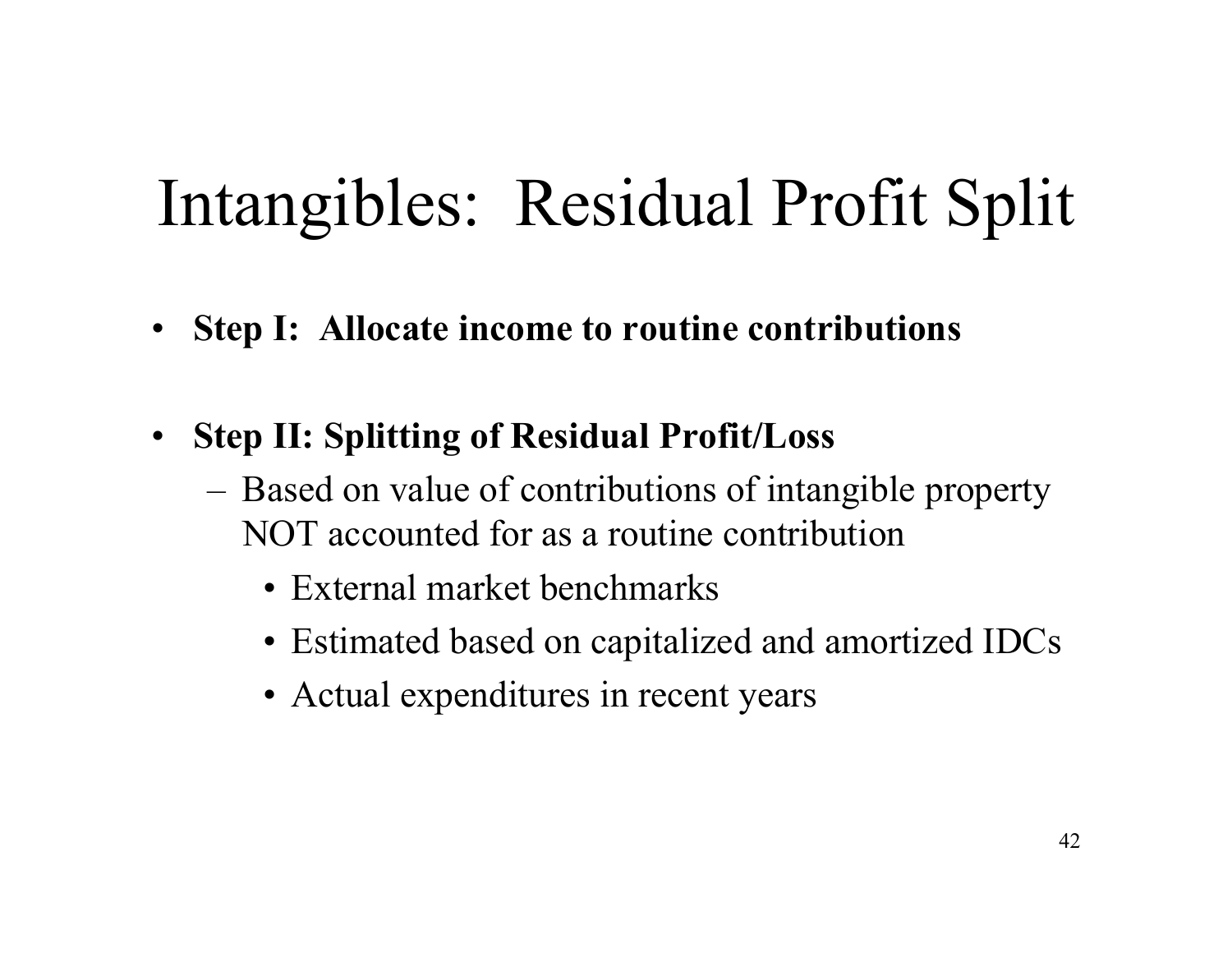# Intangibles: Residual Profit Split

- **Step I: Allocate income to routine contributions**
- **Step II: Splitting of Residual Profit/Loss**
  - Based on value of contributions of intangible property NOT accounted for as a routine contribution
    - External market benchmarks
    - Estimated based on capitalized and amortized IDCs
    - Actual expenditures in recent years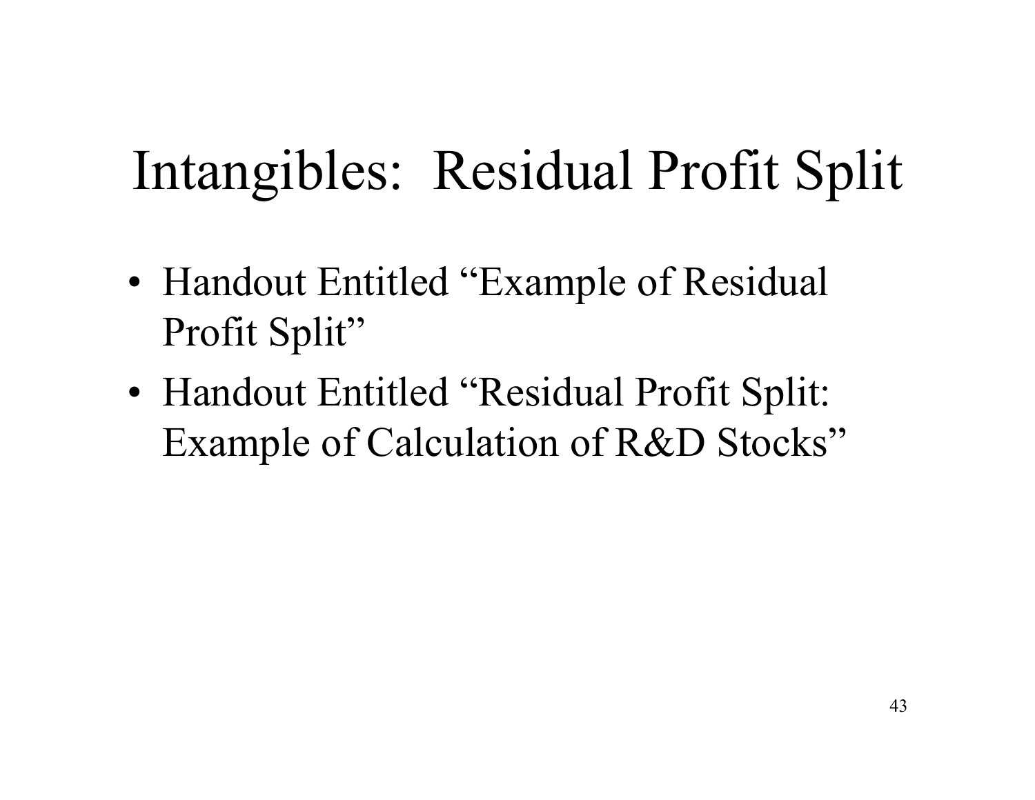# Intangibles: Residual Profit Split

- Handout Entitled "Example of Residual Profit Split"
- Handout Entitled "Residual Profit Split: Example of Calculation of R&D Stocks"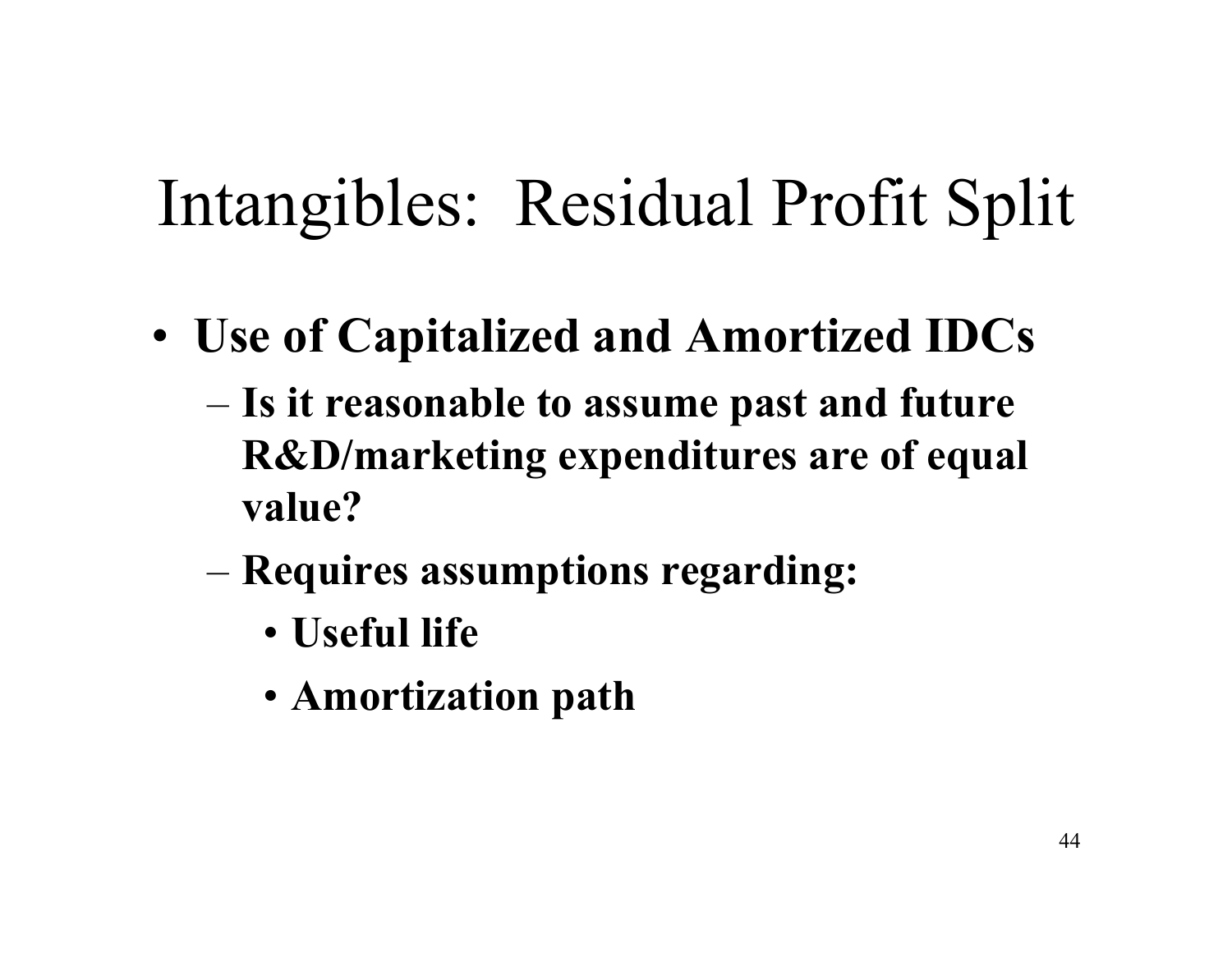# Intangibles: Residual Profit Split

- **Use of Capitalized and Amortized IDCs**
  - **Is it reasonable to assume past and future R&D/marketing expenditures are of equal value?**
  - **Requires assumptions regarding:**
    - **Useful life**
    - **Amortization path**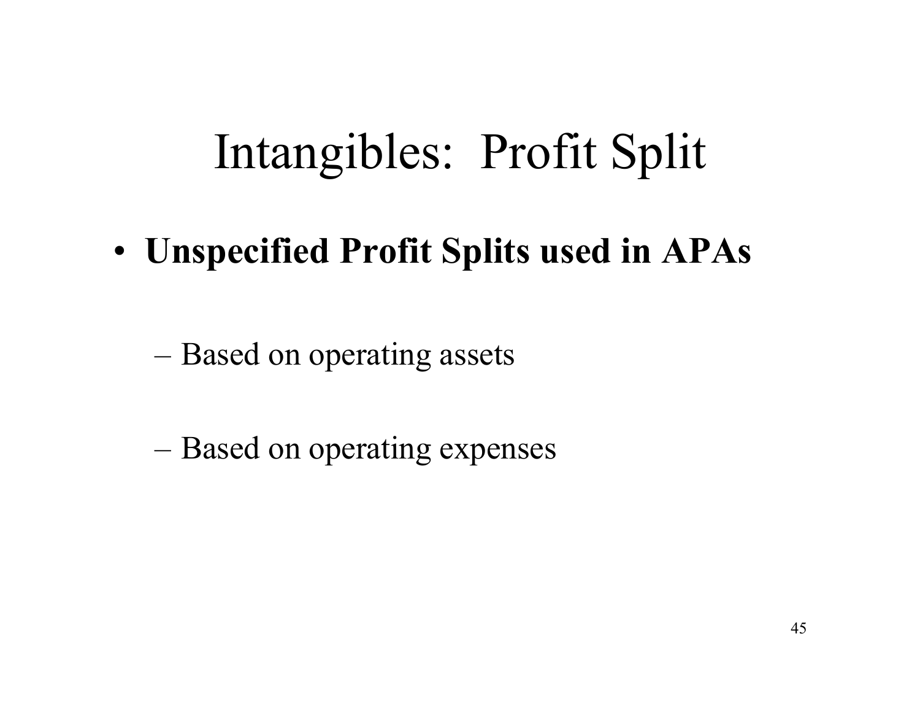# Intangibles: Profit Split

- **Unspecified Profit Splits used in APAs**
  - Based on operating assets
  - Based on operating expenses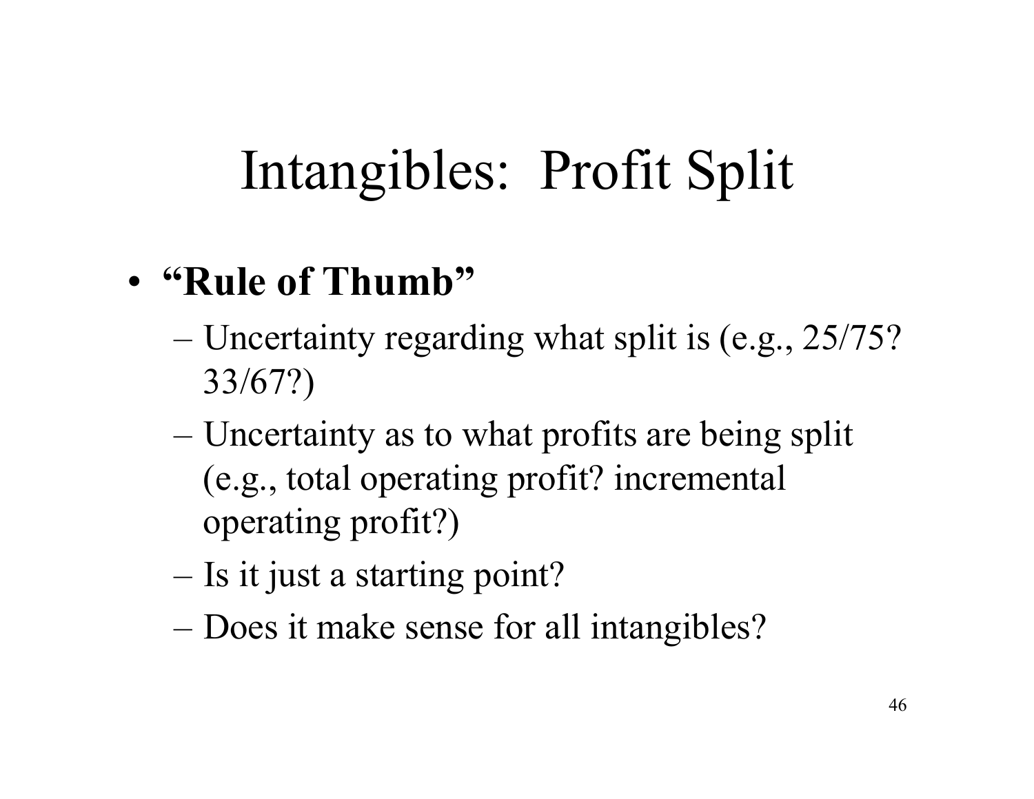# Intangibles: Profit Split

- **"Rule of Thumb"**
  - Uncertainty regarding what split is (e.g., 25/75? 33/67?)
  - Uncertainty as to what profits are being split (e.g., total operating profit? incremental operating profit?)
  - Is it just a starting point?
  - Does it make sense for all intangibles?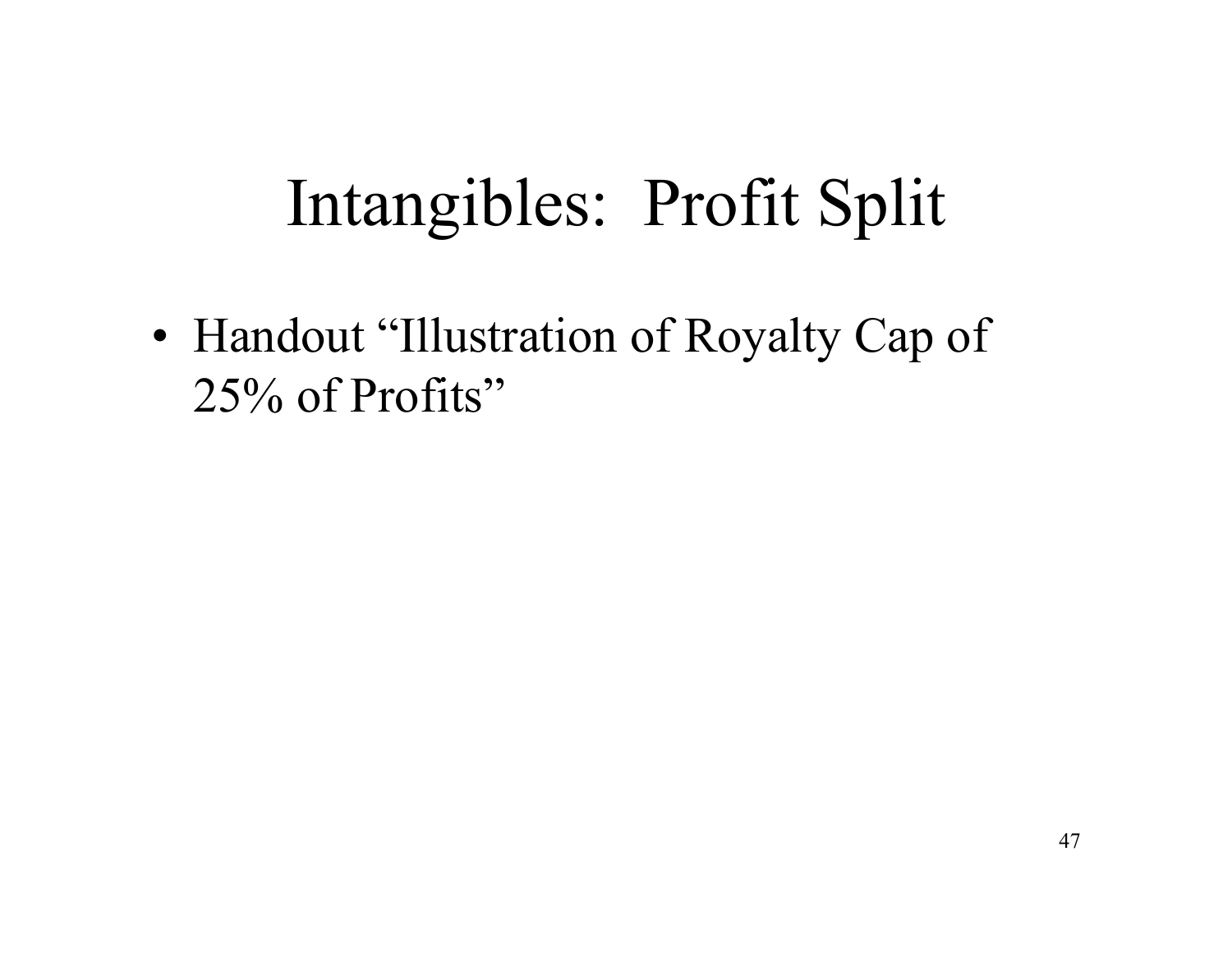# Intangibles: Profit Split

- Handout "Illustration of Royalty Cap of 25% of Profits"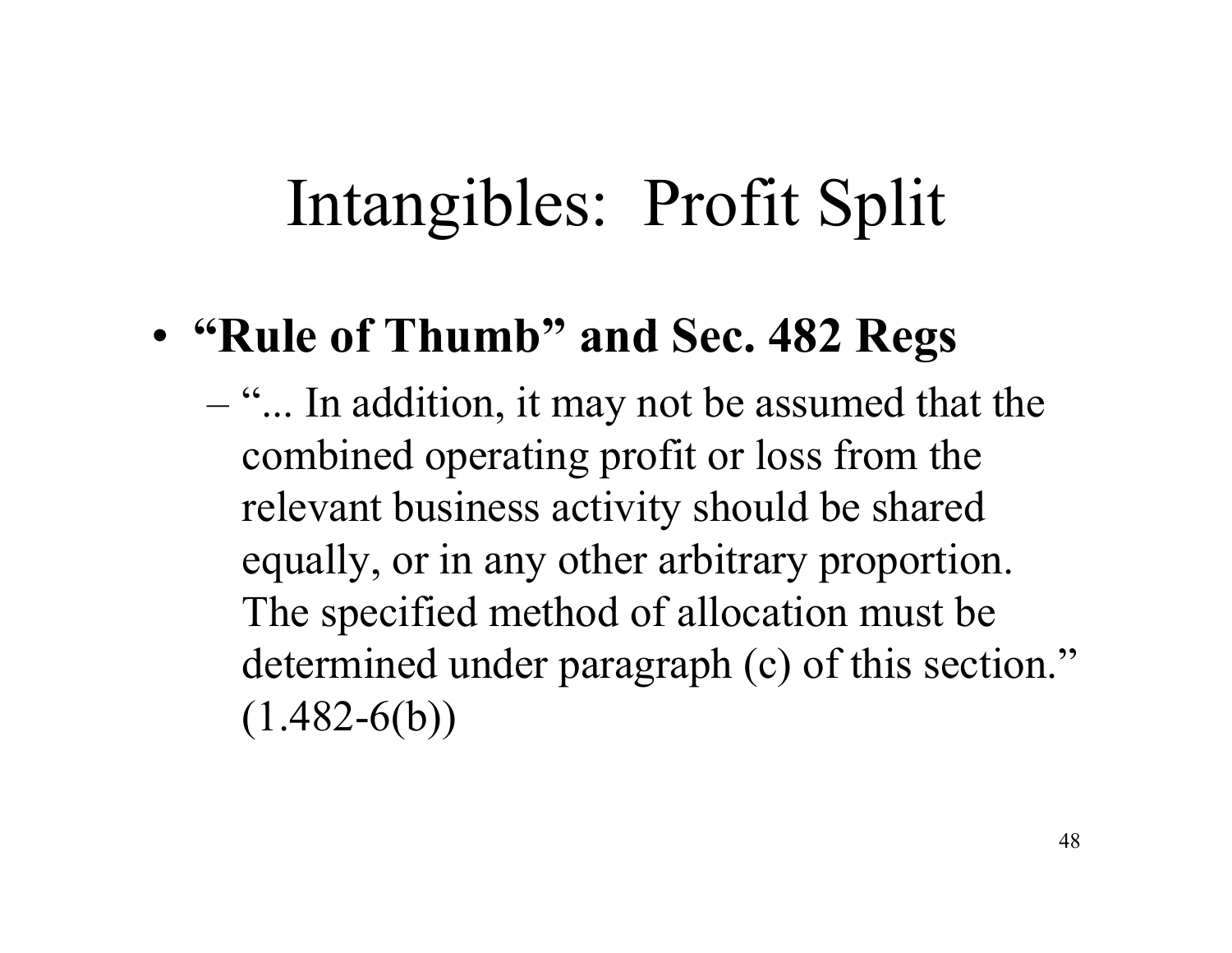# Intangibles: Profit Split

- **"Rule of Thumb" and Sec. 482 Regs**
  - "... In addition, it may not be assumed that the combined operating profit or loss from the relevant business activity should be shared equally, or in any other arbitrary proportion. The specified method of allocation must be determined under paragraph (c) of this section." (1.482-6(b))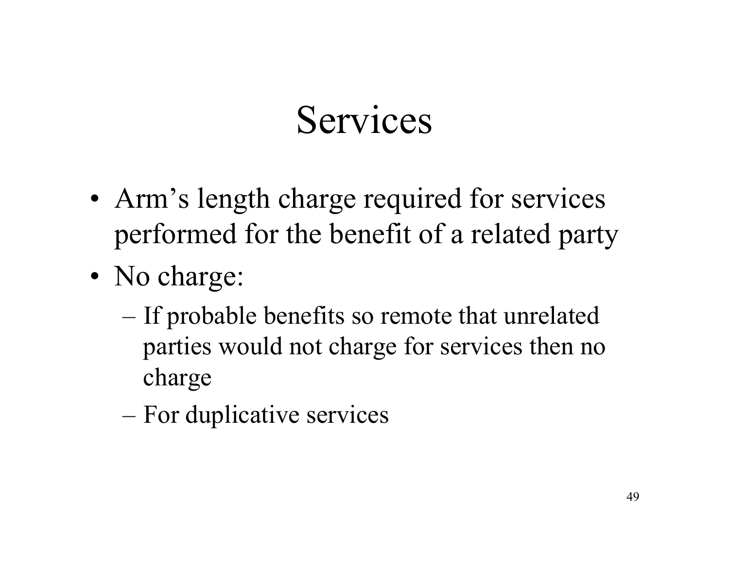# Services

- Arm's length charge required for services performed for the benefit of a related party
- No charge:
  - If probable benefits so remote that unrelated parties would not charge for services then no charge
  - For duplicative services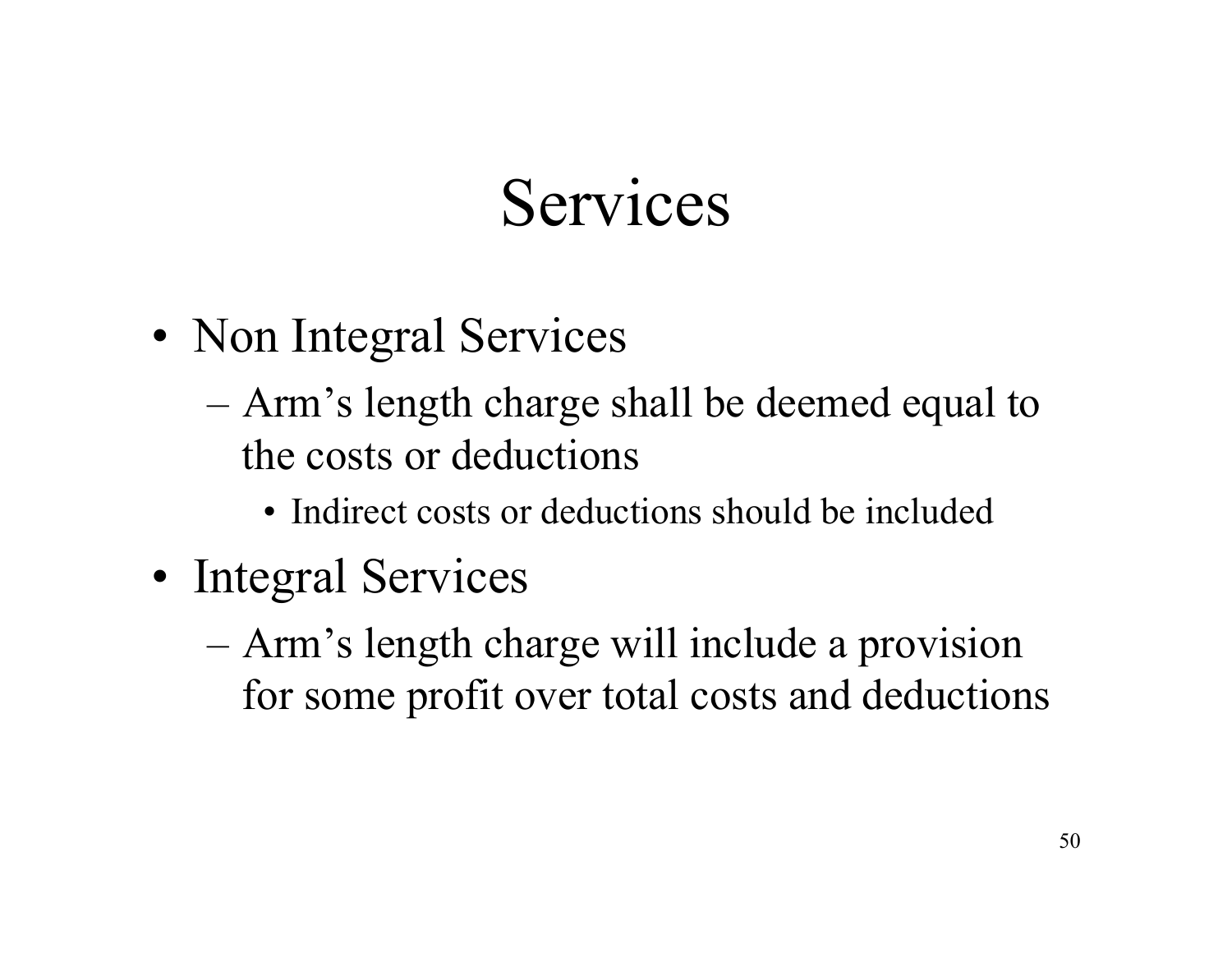# Services

- Non Integral Services
  - Arm's length charge shall be deemed equal to the costs or deductions
    - Indirect costs or deductions should be included
- Integral Services
  - Arm's length charge will include a provision for some profit over total costs and deductions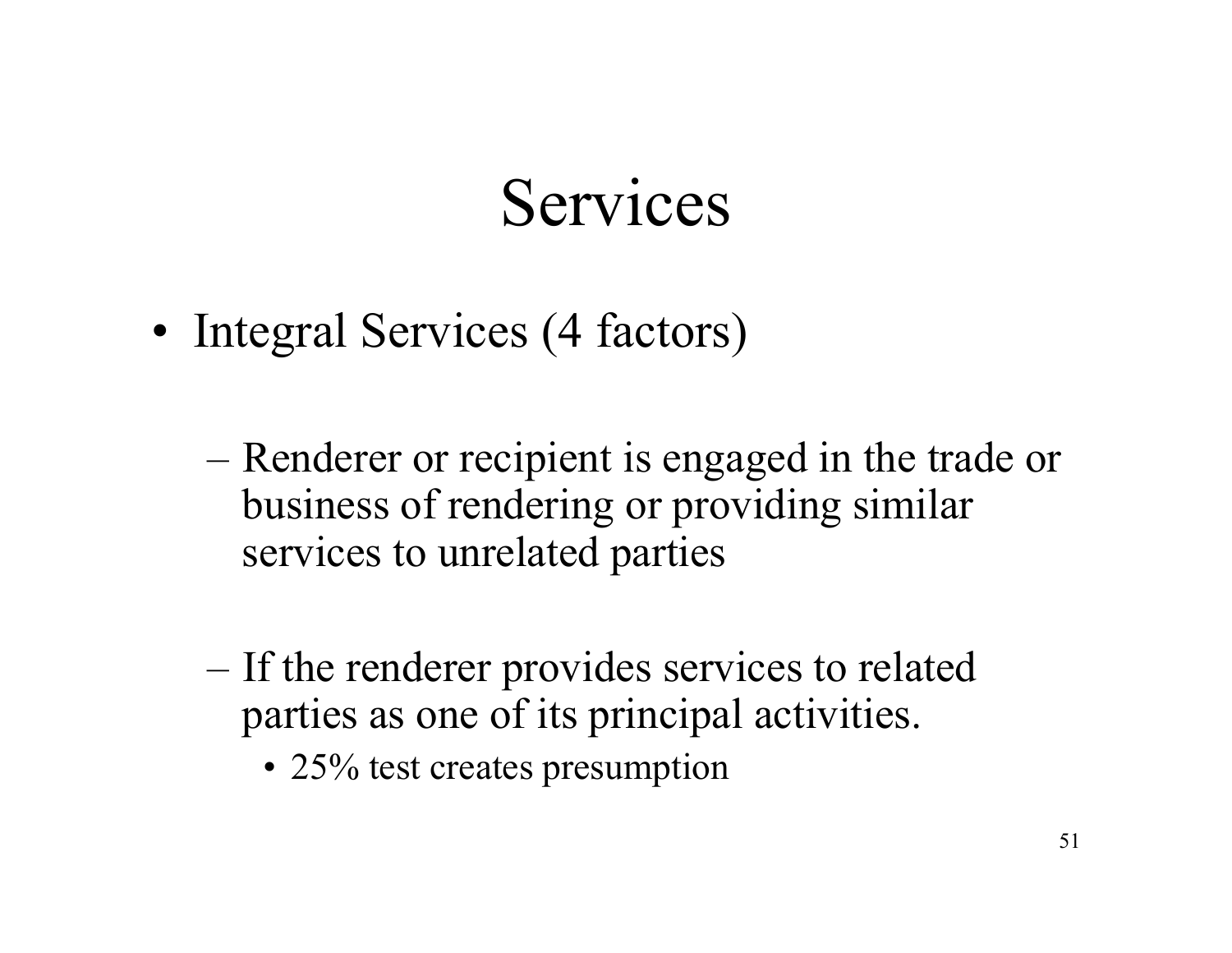# Services

- Integral Services (4 factors)
  - Renderer or recipient is engaged in the trade or business of rendering or providing similar services to unrelated parties
  - If the renderer provides services to related parties as one of its principal activities.
    - 25% test creates presumption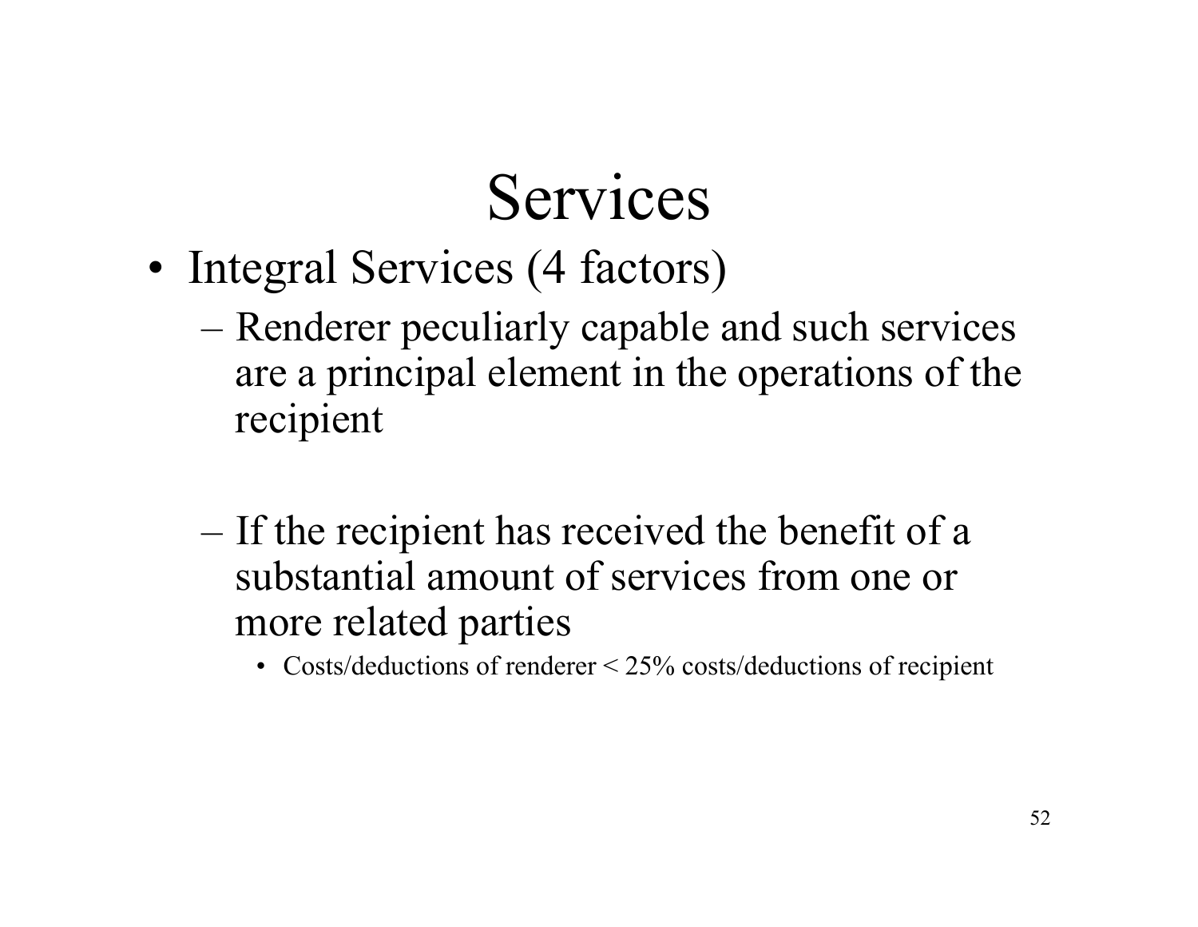# Services

- Integral Services (4 factors)
  - Renderer peculiarly capable and such services are a principal element in the operations of the recipient
  - If the recipient has received the benefit of a substantial amount of services from one or more related parties
    - Costs/deductions of renderer < 25% costs/deductions of recipient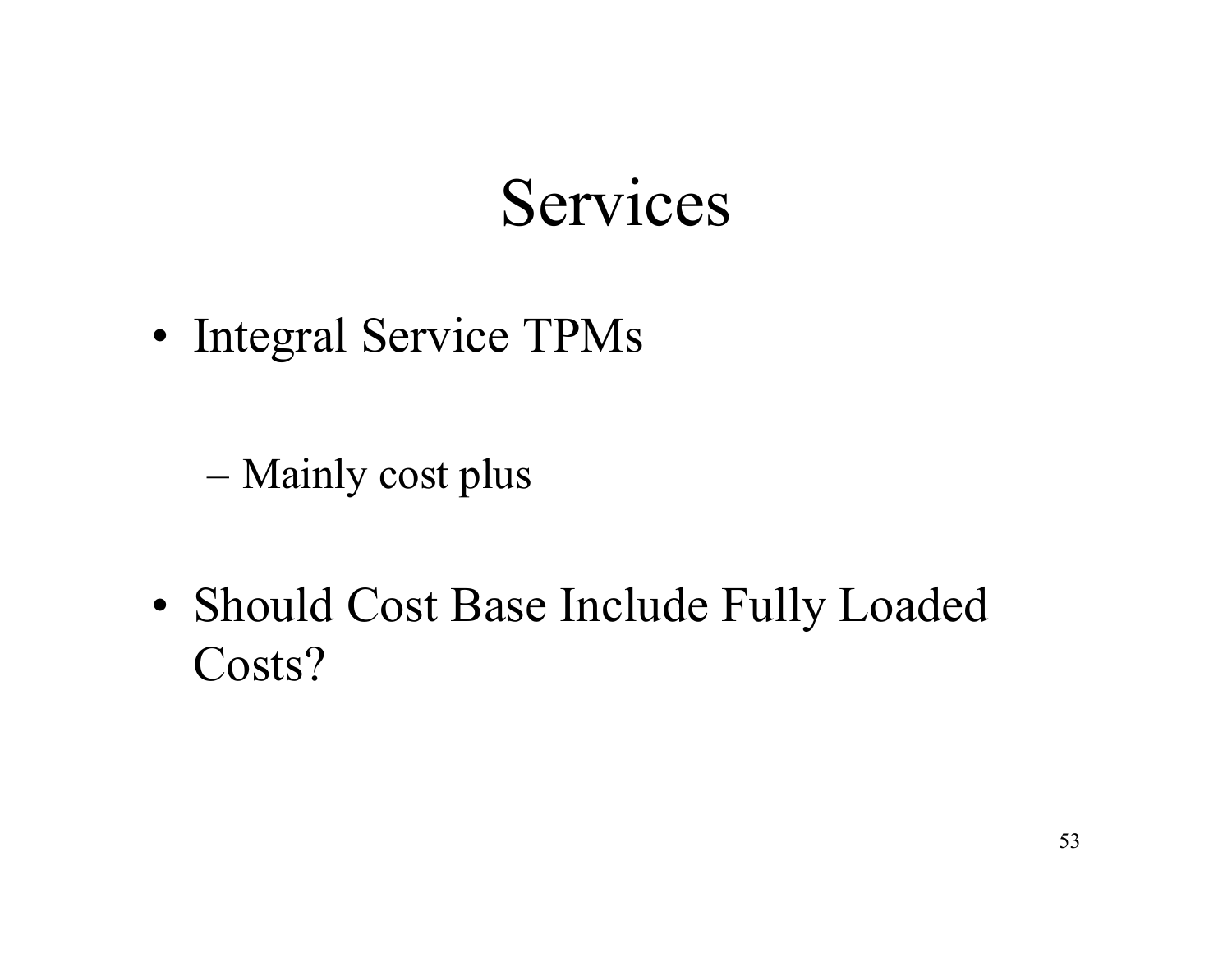# Services

- Integral Service TPMs
  - Mainly cost plus
- Should Cost Base Include Fully Loaded Costs?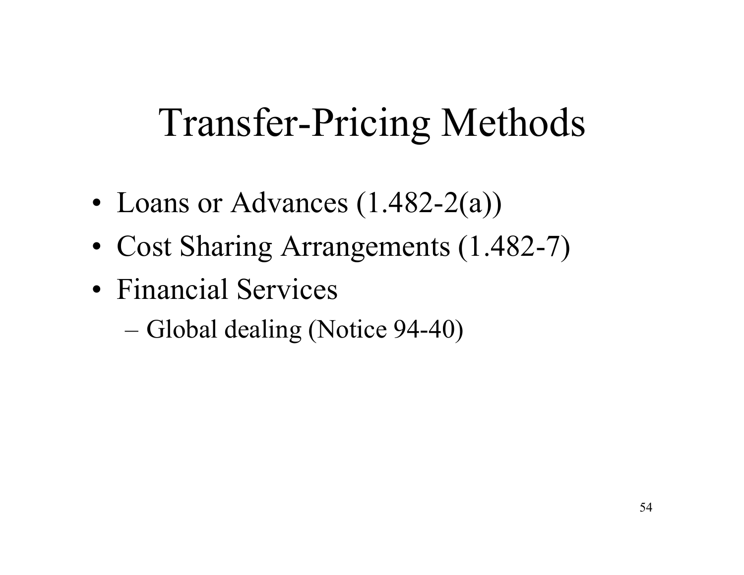# Transfer-Pricing Methods

- Loans or Advances (1.482-2(a))
- Cost Sharing Arrangements (1.482-7)
- Financial Services
  - Global dealing (Notice 94-40)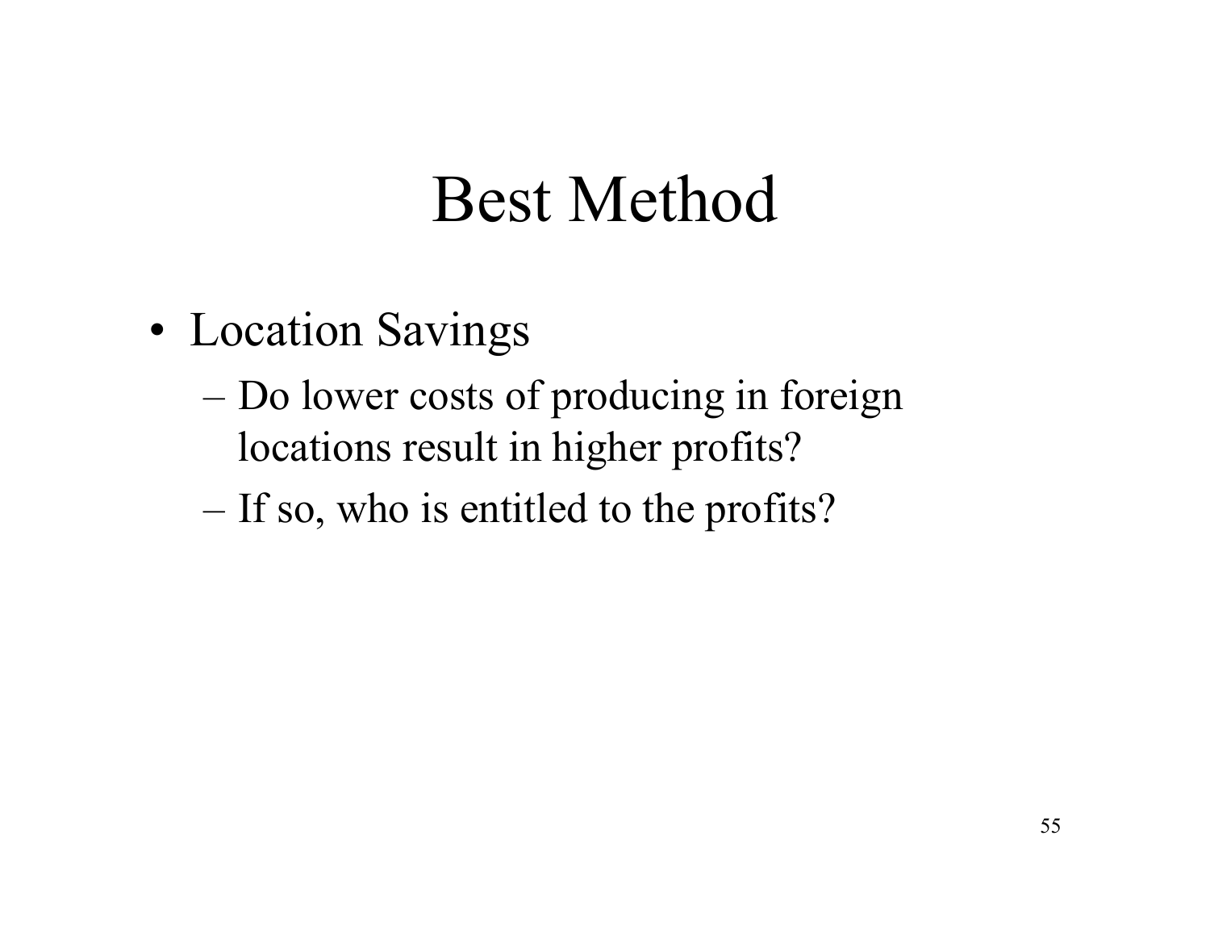# Best Method

- Location Savings
  - Do lower costs of producing in foreign locations result in higher profits?
  - If so, who is entitled to the profits?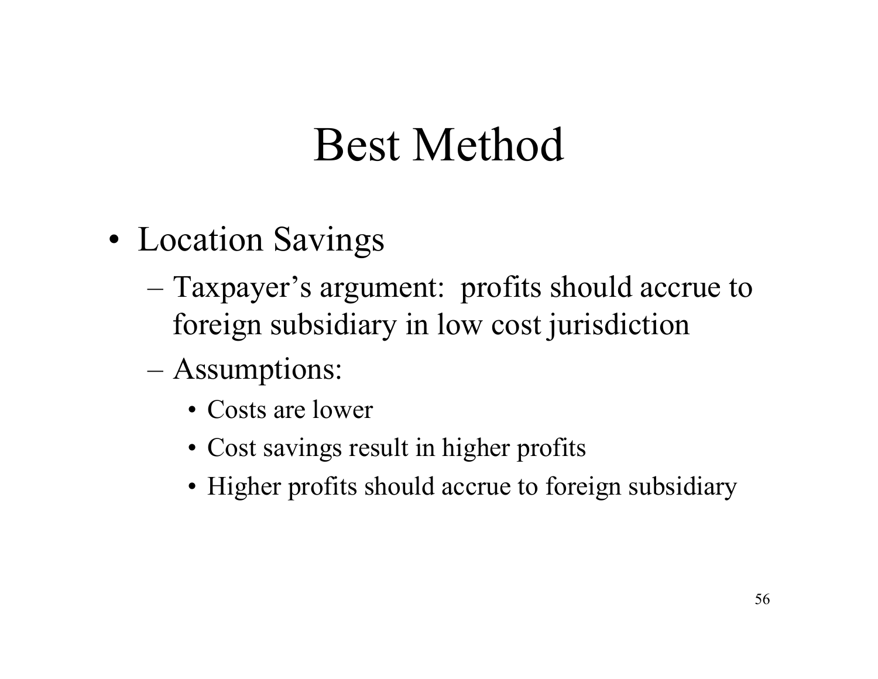# Best Method

- Location Savings
  - Taxpayer's argument: profits should accrue to foreign subsidiary in low cost jurisdiction
  - Assumptions:
    - Costs are lower
    - Cost savings result in higher profits
    - Higher profits should accrue to foreign subsidiary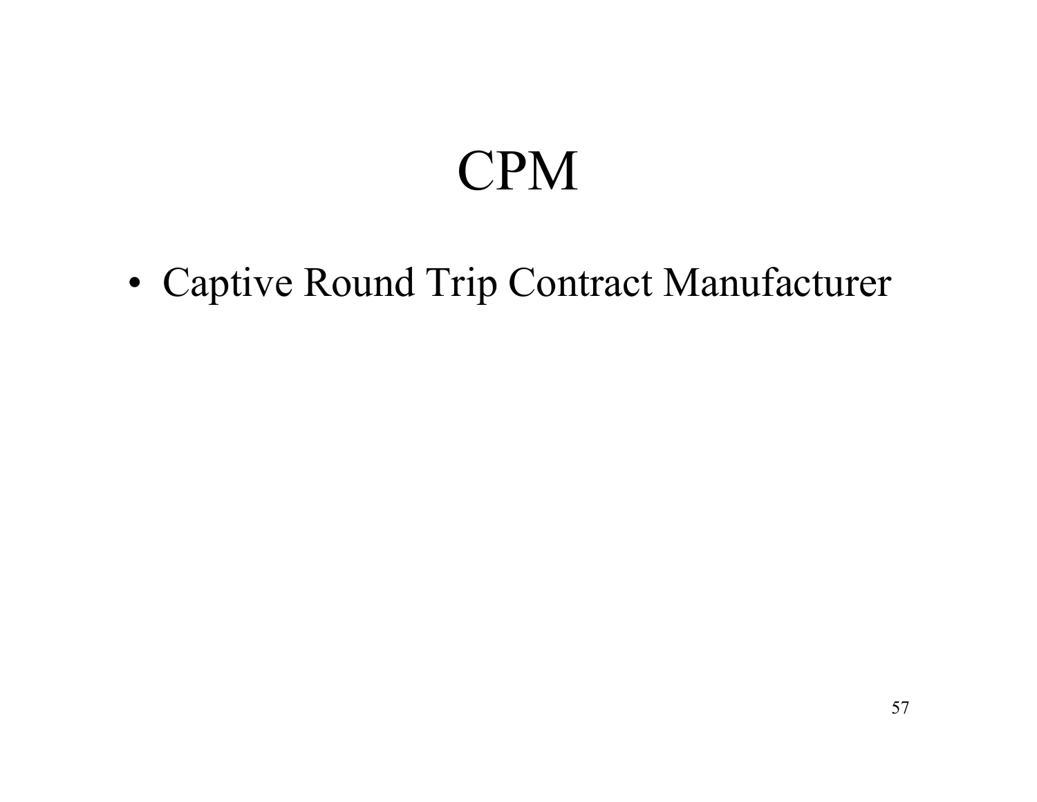# CPM

- Captive Round Trip Contract Manufacturer